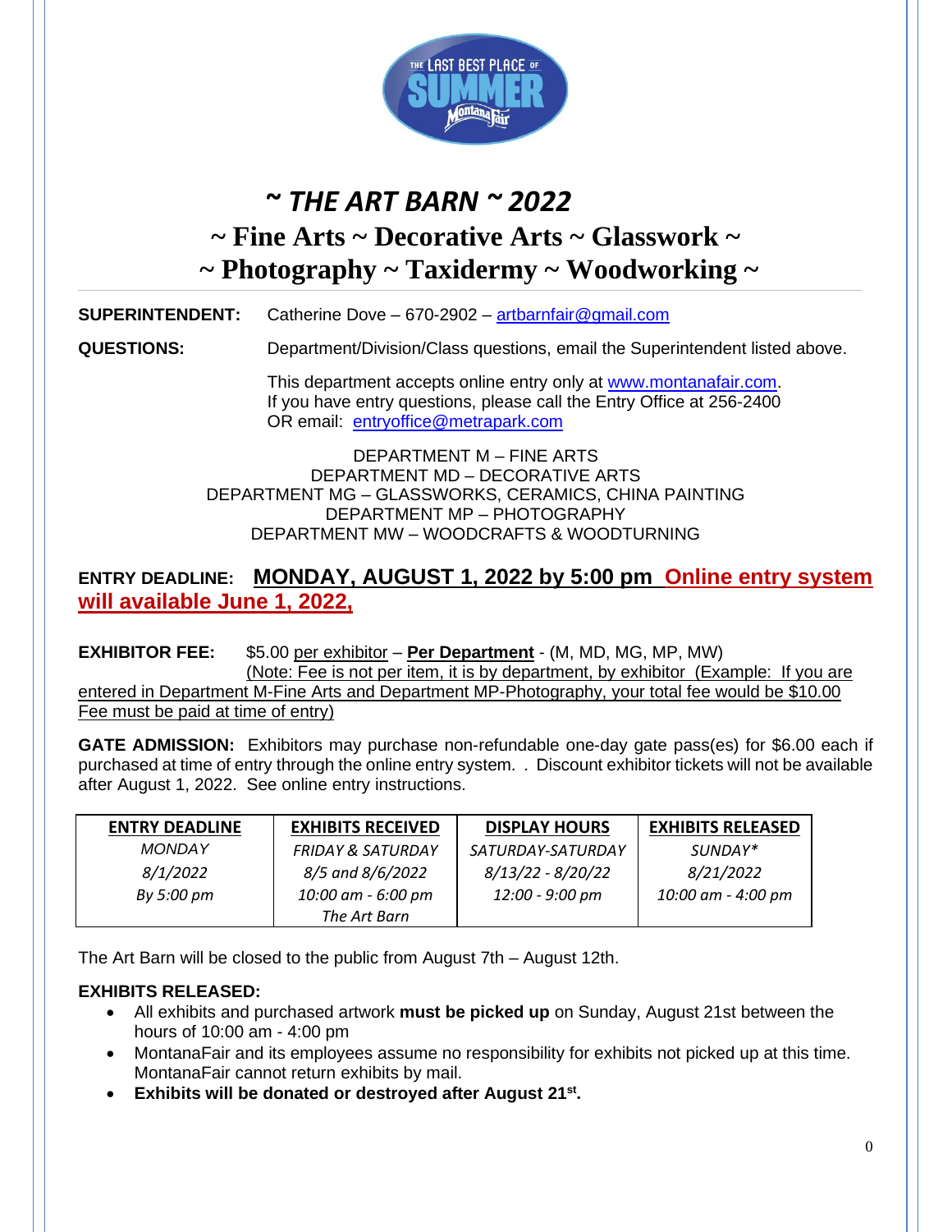# *~ THE ART BARN ~ 2022*

## ~ Fine Arts ~ Decorative Arts ~ Glasswork ~
## ~ Photography ~ Taxidermy ~ Woodworking ~

**SUPERINTENDENT:** Catherine Dove – 670-2902 – artbarnfair@gmail.com

**QUESTIONS:** Department/Division/Class questions, email the Superintendent listed above.

This department accepts online entry only at www.montanafair.com.
If you have entry questions, please call the Entry Office at 256-2400
OR email: entryoffice@metrapark.com

DEPARTMENT M – FINE ARTS
DEPARTMENT MD – DECORATIVE ARTS
DEPARTMENT MG – GLASSWORKS, CERAMICS, CHINA PAINTING
DEPARTMENT MP – PHOTOGRAPHY
DEPARTMENT MW – WOODCRAFTS & WOODTURNING

**ENTRY DEADLINE:** **MONDAY, AUGUST 1, 2022 by 5:00 pm** **Online entry system will available June 1, 2022,**

**EXHIBITOR FEE:** $5.00 per exhibitor – **Per Department** - (M, MD, MG, MP, MW) (Note: Fee is not per item, it is by department, by exhibitor (Example: If you are entered in Department M-Fine Arts and Department MP-Photography, your total fee would be $10.00 Fee must be paid at time of entry)

**GATE ADMISSION:** Exhibitors may purchase non-refundable one-day gate pass(es) for $6.00 each if purchased at time of entry through the online entry system. . Discount exhibitor tickets will not be available after August 1, 2022. See online entry instructions.

| ENTRY DEADLINE | EXHIBITS RECEIVED | DISPLAY HOURS | EXHIBITS RELEASED |
|---|---|---|---|
| *MONDAY* | *FRIDAY & SATURDAY* | *SATURDAY-SATURDAY* | *SUNDAY\** |
| *8/1/2022* | *8/5 and 8/6/2022* | *8/13/22 - 8/20/22* | *8/21/2022* |
| *By 5:00 pm* | *10:00 am - 6:00 pm* | *12:00 - 9:00 pm* | *10:00 am - 4:00 pm* |
| | *The Art Barn* | | |

The Art Barn will be closed to the public from August 7th – August 12th.

**EXHIBITS RELEASED:**

- All exhibits and purchased artwork **must be picked up** on Sunday, August 21st between the hours of 10:00 am - 4:00 pm
- MontanaFair and its employees assume no responsibility for exhibits not picked up at this time. MontanaFair cannot return exhibits by mail.
- **Exhibits will be donated or destroyed after August 21st.**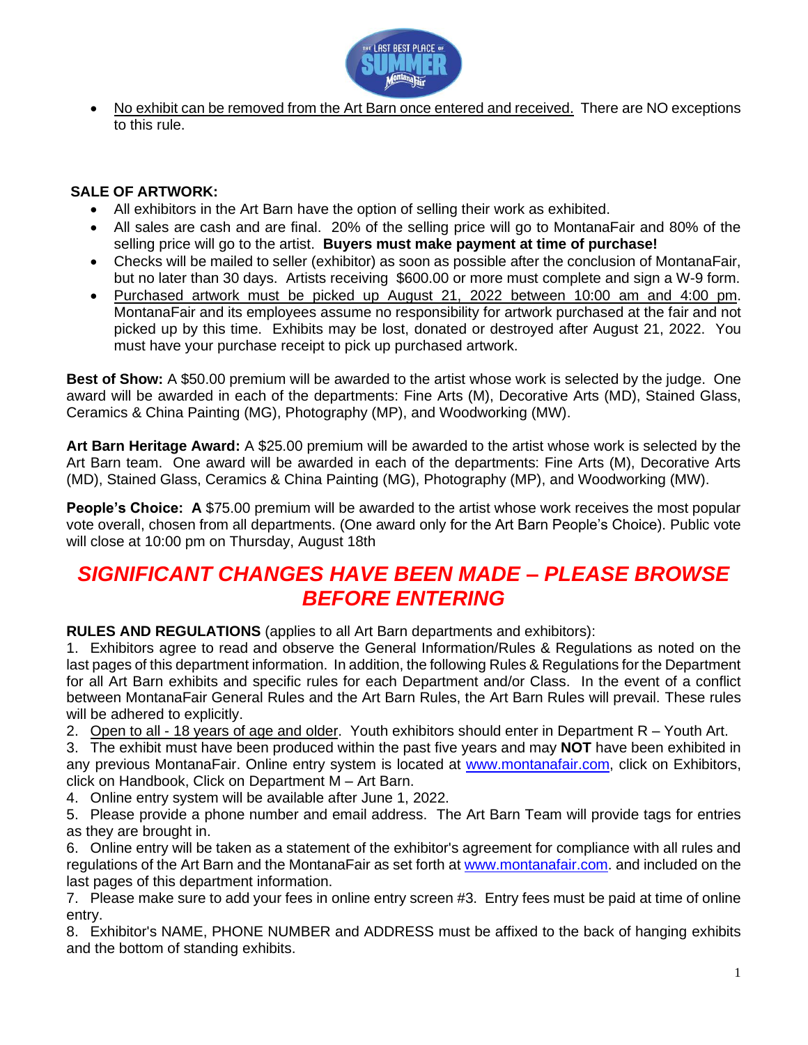- No exhibit can be removed from the Art Barn once entered and received. There are NO exceptions to this rule.

**SALE OF ARTWORK:**

- All exhibitors in the Art Barn have the option of selling their work as exhibited.
- All sales are cash and are final. 20% of the selling price will go to MontanaFair and 80% of the selling price will go to the artist. **Buyers must make payment at time of purchase!**
- Checks will be mailed to seller (exhibitor) as soon as possible after the conclusion of MontanaFair, but no later than 30 days. Artists receiving $600.00 or more must complete and sign a W-9 form.
- Purchased artwork must be picked up August 21, 2022 between 10:00 am and 4:00 pm. MontanaFair and its employees assume no responsibility for artwork purchased at the fair and not picked up by this time. Exhibits may be lost, donated or destroyed after August 21, 2022. You must have your purchase receipt to pick up purchased artwork.

**Best of Show:** A $50.00 premium will be awarded to the artist whose work is selected by the judge. One award will be awarded in each of the departments: Fine Arts (M), Decorative Arts (MD), Stained Glass, Ceramics & China Painting (MG), Photography (MP), and Woodworking (MW).

**Art Barn Heritage Award:** A $25.00 premium will be awarded to the artist whose work is selected by the Art Barn team. One award will be awarded in each of the departments: Fine Arts (M), Decorative Arts (MD), Stained Glass, Ceramics & China Painting (MG), Photography (MP), and Woodworking (MW).

**People's Choice: A** $75.00 premium will be awarded to the artist whose work receives the most popular vote overall, chosen from all departments. (One award only for the Art Barn People's Choice). Public vote will close at 10:00 pm on Thursday, August 18th

## *SIGNIFICANT CHANGES HAVE BEEN MADE – PLEASE BROWSE BEFORE ENTERING*

**RULES AND REGULATIONS** (applies to all Art Barn departments and exhibitors):

1. Exhibitors agree to read and observe the General Information/Rules & Regulations as noted on the last pages of this department information. In addition, the following Rules & Regulations for the Department for all Art Barn exhibits and specific rules for each Department and/or Class. In the event of a conflict between MontanaFair General Rules and the Art Barn Rules, the Art Barn Rules will prevail. These rules will be adhered to explicitly.
2. Open to all - 18 years of age and older. Youth exhibitors should enter in Department R – Youth Art.
3. The exhibit must have been produced within the past five years and may **NOT** have been exhibited in any previous MontanaFair. Online entry system is located at www.montanafair.com, click on Exhibitors, click on Handbook, Click on Department M – Art Barn.
4. Online entry system will be available after June 1, 2022.
5. Please provide a phone number and email address. The Art Barn Team will provide tags for entries as they are brought in.
6. Online entry will be taken as a statement of the exhibitor's agreement for compliance with all rules and regulations of the Art Barn and the MontanaFair as set forth at www.montanafair.com. and included on the last pages of this department information.
7. Please make sure to add your fees in online entry screen #3. Entry fees must be paid at time of online entry.
8. Exhibitor's NAME, PHONE NUMBER and ADDRESS must be affixed to the back of hanging exhibits and the bottom of standing exhibits.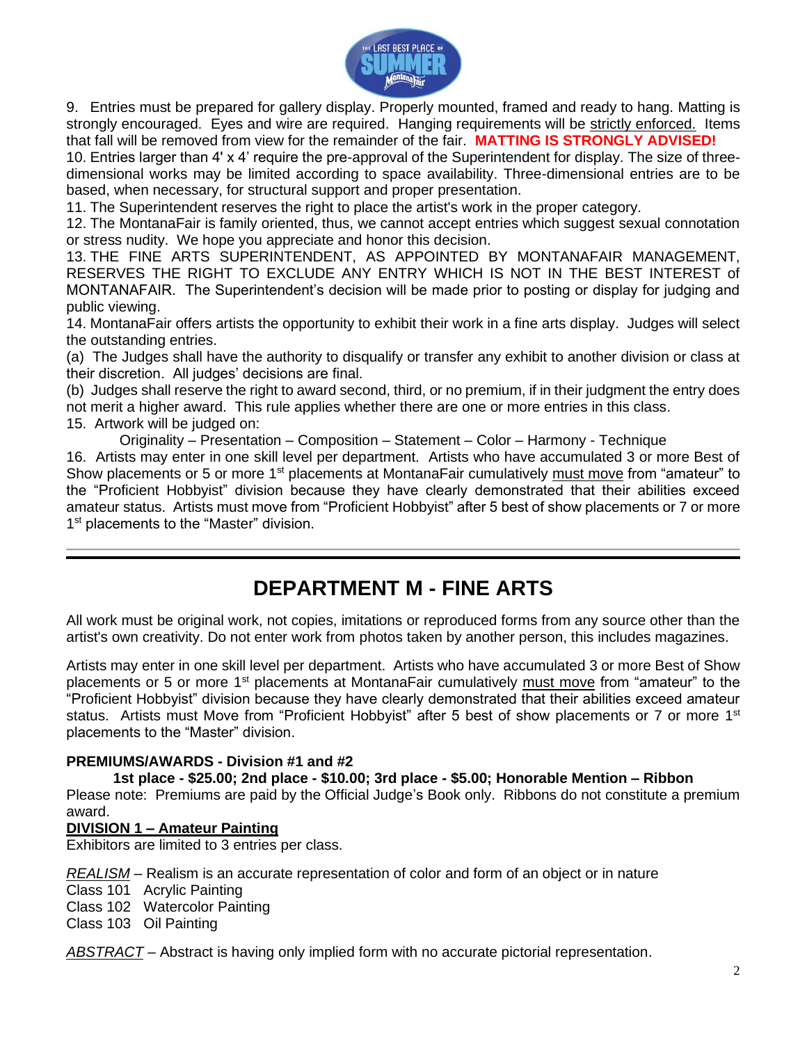9. Entries must be prepared for gallery display. Properly mounted, framed and ready to hang. Matting is strongly encouraged. Eyes and wire are required. Hanging requirements will be strictly enforced. Items that fall will be removed from view for the remainder of the fair. **MATTING IS STRONGLY ADVISED!**

10. Entries larger than 4' x 4' require the pre-approval of the Superintendent for display. The size of three-dimensional works may be limited according to space availability. Three-dimensional entries are to be based, when necessary, for structural support and proper presentation.

11. The Superintendent reserves the right to place the artist's work in the proper category.

12. The MontanaFair is family oriented, thus, we cannot accept entries which suggest sexual connotation or stress nudity. We hope you appreciate and honor this decision.

13. THE FINE ARTS SUPERINTENDENT, AS APPOINTED BY MONTANAFAIR MANAGEMENT, RESERVES THE RIGHT TO EXCLUDE ANY ENTRY WHICH IS NOT IN THE BEST INTEREST of MONTANAFAIR. The Superintendent's decision will be made prior to posting or display for judging and public viewing.

14. MontanaFair offers artists the opportunity to exhibit their work in a fine arts display. Judges will select the outstanding entries.

(a) The Judges shall have the authority to disqualify or transfer any exhibit to another division or class at their discretion. All judges' decisions are final.

(b) Judges shall reserve the right to award second, third, or no premium, if in their judgment the entry does not merit a higher award. This rule applies whether there are one or more entries in this class.

15. Artwork will be judged on:

Originality – Presentation – Composition – Statement – Color – Harmony - Technique

16. Artists may enter in one skill level per department. Artists who have accumulated 3 or more Best of Show placements or 5 or more 1st placements at MontanaFair cumulatively must move from "amateur" to the "Proficient Hobbyist" division because they have clearly demonstrated that their abilities exceed amateur status. Artists must move from "Proficient Hobbyist" after 5 best of show placements or 7 or more 1st placements to the "Master" division.

---

# DEPARTMENT M - FINE ARTS

All work must be original work, not copies, imitations or reproduced forms from any source other than the artist's own creativity. Do not enter work from photos taken by another person, this includes magazines.

Artists may enter in one skill level per department. Artists who have accumulated 3 or more Best of Show placements or 5 or more 1st placements at MontanaFair cumulatively must move from "amateur" to the "Proficient Hobbyist" division because they have clearly demonstrated that their abilities exceed amateur status. Artists must Move from "Proficient Hobbyist" after 5 best of show placements or 7 or more 1st placements to the "Master" division.

**PREMIUMS/AWARDS - Division #1 and #2**

**1st place - $25.00; 2nd place - $10.00; 3rd place - $5.00; Honorable Mention – Ribbon**

Please note: Premiums are paid by the Official Judge's Book only. Ribbons do not constitute a premium award.

**DIVISION 1 – Amateur Painting**

Exhibitors are limited to 3 entries per class.

*REALISM* – Realism is an accurate representation of color and form of an object or in nature

Class 101 Acrylic Painting
Class 102 Watercolor Painting
Class 103 Oil Painting

*ABSTRACT* – Abstract is having only implied form with no accurate pictorial representation.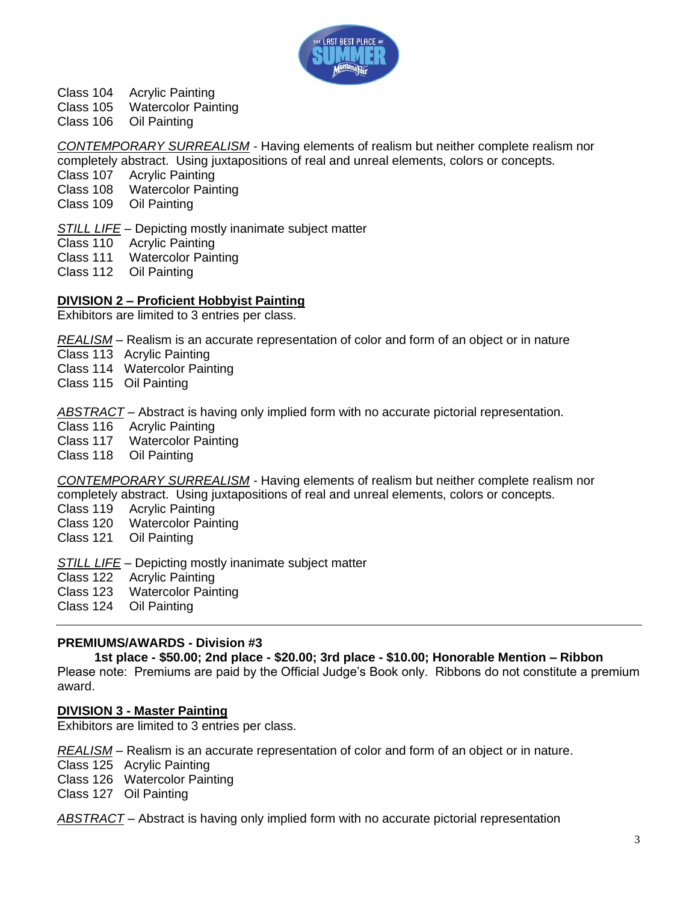Class 104   Acrylic Painting
Class 105   Watercolor Painting
Class 106   Oil Painting

*CONTEMPORARY SURREALISM* - Having elements of realism but neither complete realism nor completely abstract. Using juxtapositions of real and unreal elements, colors or concepts.
Class 107   Acrylic Painting
Class 108   Watercolor Painting
Class 109   Oil Painting

*STILL LIFE* – Depicting mostly inanimate subject matter
Class 110   Acrylic Painting
Class 111   Watercolor Painting
Class 112   Oil Painting

## DIVISION 2 – Proficient Hobbyist Painting

Exhibitors are limited to 3 entries per class.

*REALISM* – Realism is an accurate representation of color and form of an object or in nature
Class 113   Acrylic Painting
Class 114   Watercolor Painting
Class 115   Oil Painting

*ABSTRACT* – Abstract is having only implied form with no accurate pictorial representation.
Class 116   Acrylic Painting
Class 117   Watercolor Painting
Class 118   Oil Painting

*CONTEMPORARY SURREALISM* - Having elements of realism but neither complete realism nor completely abstract. Using juxtapositions of real and unreal elements, colors or concepts.
Class 119   Acrylic Painting
Class 120   Watercolor Painting
Class 121   Oil Painting

*STILL LIFE* – Depicting mostly inanimate subject matter
Class 122   Acrylic Painting
Class 123   Watercolor Painting
Class 124   Oil Painting

---

**PREMIUMS/AWARDS - Division #3**

**1st place - $50.00; 2nd place - $20.00; 3rd place - $10.00; Honorable Mention – Ribbon**

Please note: Premiums are paid by the Official Judge's Book only. Ribbons do not constitute a premium award.

## DIVISION 3 - Master Painting

Exhibitors are limited to 3 entries per class.

*REALISM* – Realism is an accurate representation of color and form of an object or in nature.
Class 125   Acrylic Painting
Class 126   Watercolor Painting
Class 127   Oil Painting

*ABSTRACT* – Abstract is having only implied form with no accurate pictorial representation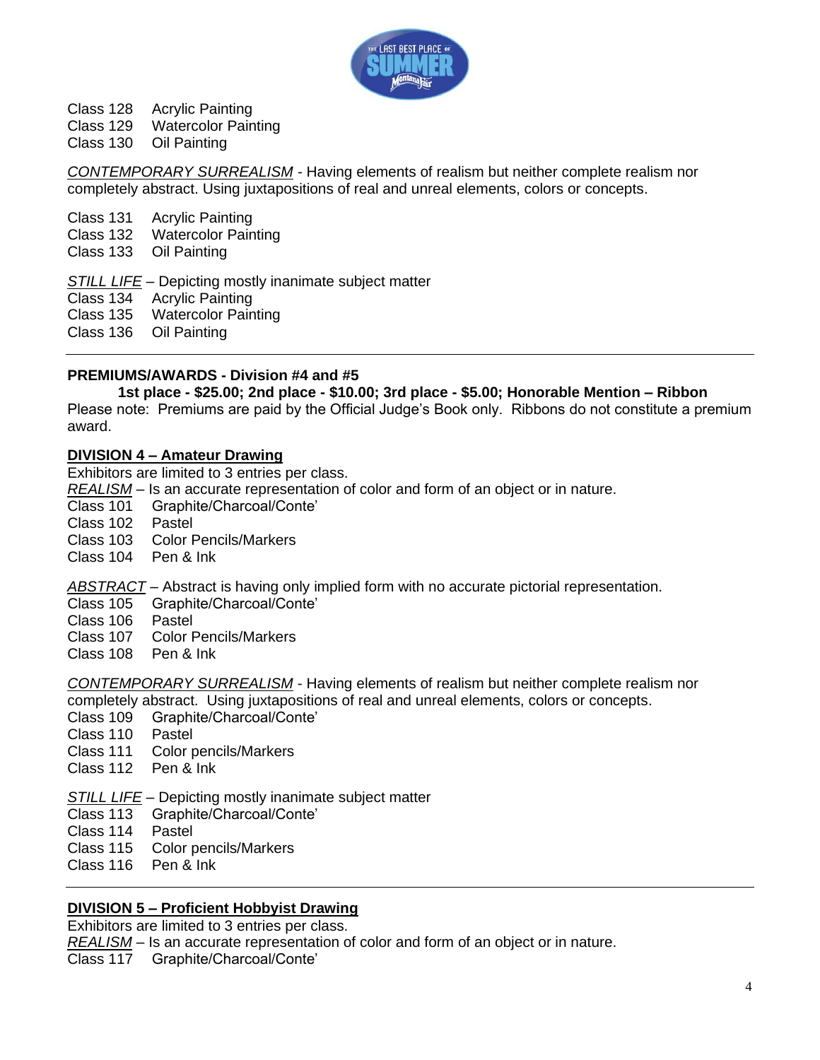Class 128 Acrylic Painting
Class 129 Watercolor Painting
Class 130 Oil Painting

*CONTEMPORARY SURREALISM* - Having elements of realism but neither complete realism nor completely abstract. Using juxtapositions of real and unreal elements, colors or concepts.

Class 131 Acrylic Painting
Class 132 Watercolor Painting
Class 133 Oil Painting

*STILL LIFE* – Depicting mostly inanimate subject matter
Class 134 Acrylic Painting
Class 135 Watercolor Painting
Class 136 Oil Painting

---

**PREMIUMS/AWARDS - Division #4 and #5**

**1st place - $25.00; 2nd place - $10.00; 3rd place - $5.00; Honorable Mention – Ribbon**

Please note: Premiums are paid by the Official Judge's Book only. Ribbons do not constitute a premium award.

## DIVISION 4 – Amateur Drawing

Exhibitors are limited to 3 entries per class.

*REALISM* – Is an accurate representation of color and form of an object or in nature.
Class 101 Graphite/Charcoal/Conte'
Class 102 Pastel
Class 103 Color Pencils/Markers
Class 104 Pen & Ink

*ABSTRACT* – Abstract is having only implied form with no accurate pictorial representation.
Class 105 Graphite/Charcoal/Conte'
Class 106 Pastel
Class 107 Color Pencils/Markers
Class 108 Pen & Ink

*CONTEMPORARY SURREALISM* - Having elements of realism but neither complete realism nor completely abstract. Using juxtapositions of real and unreal elements, colors or concepts.
Class 109 Graphite/Charcoal/Conte'
Class 110 Pastel
Class 111 Color pencils/Markers
Class 112 Pen & Ink

*STILL LIFE* – Depicting mostly inanimate subject matter
Class 113 Graphite/Charcoal/Conte'
Class 114 Pastel
Class 115 Color pencils/Markers
Class 116 Pen & Ink

---

## DIVISION 5 – Proficient Hobbyist Drawing

Exhibitors are limited to 3 entries per class.

*REALISM* – Is an accurate representation of color and form of an object or in nature.
Class 117 Graphite/Charcoal/Conte'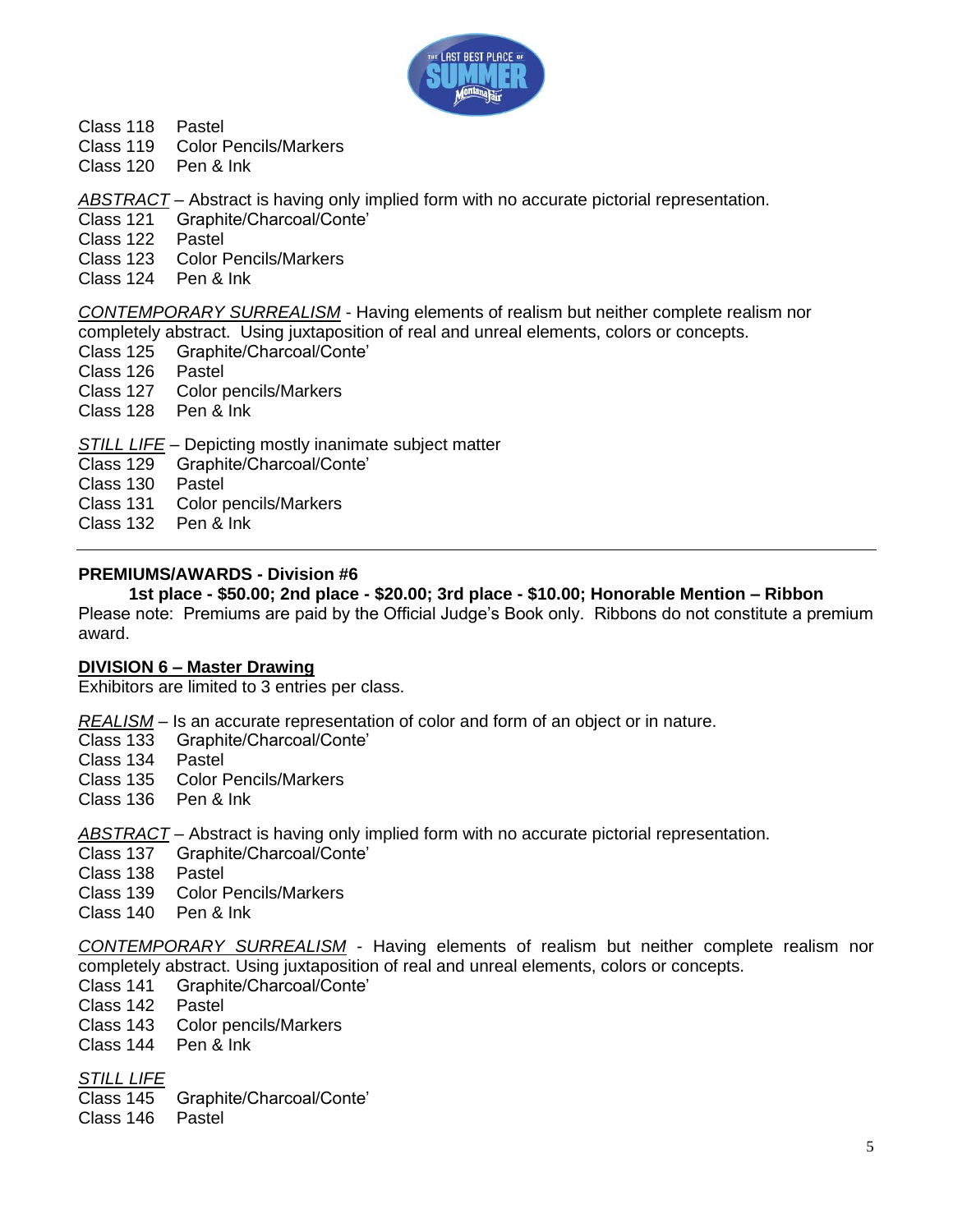Class 118 Pastel
Class 119 Color Pencils/Markers
Class 120 Pen & Ink

*ABSTRACT* – Abstract is having only implied form with no accurate pictorial representation.
Class 121 Graphite/Charcoal/Conte'
Class 122 Pastel
Class 123 Color Pencils/Markers
Class 124 Pen & Ink

*CONTEMPORARY SURREALISM* - Having elements of realism but neither complete realism nor completely abstract. Using juxtaposition of real and unreal elements, colors or concepts.
Class 125 Graphite/Charcoal/Conte'
Class 126 Pastel
Class 127 Color pencils/Markers
Class 128 Pen & Ink

*STILL LIFE* – Depicting mostly inanimate subject matter
Class 129 Graphite/Charcoal/Conte'
Class 130 Pastel
Class 131 Color pencils/Markers
Class 132 Pen & Ink

---

**PREMIUMS/AWARDS - Division #6**

**1st place - $50.00; 2nd place - $20.00; 3rd place - $10.00; Honorable Mention – Ribbon**

Please note: Premiums are paid by the Official Judge's Book only. Ribbons do not constitute a premium award.

## DIVISION 6 – Master Drawing

Exhibitors are limited to 3 entries per class.

*REALISM* – Is an accurate representation of color and form of an object or in nature.
Class 133 Graphite/Charcoal/Conte'
Class 134 Pastel
Class 135 Color Pencils/Markers
Class 136 Pen & Ink

*ABSTRACT* – Abstract is having only implied form with no accurate pictorial representation.
Class 137 Graphite/Charcoal/Conte'
Class 138 Pastel
Class 139 Color Pencils/Markers
Class 140 Pen & Ink

*CONTEMPORARY SURREALISM* - Having elements of realism but neither complete realism nor completely abstract. Using juxtaposition of real and unreal elements, colors or concepts.
Class 141 Graphite/Charcoal/Conte'
Class 142 Pastel
Class 143 Color pencils/Markers
Class 144 Pen & Ink

*STILL LIFE*
Class 145 Graphite/Charcoal/Conte'
Class 146 Pastel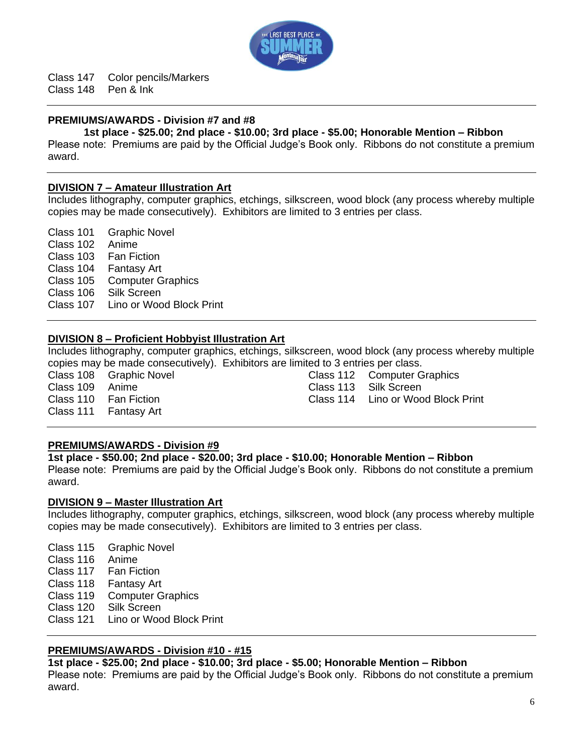Class 147 Color pencils/Markers
Class 148 Pen & Ink

---

**PREMIUMS/AWARDS - Division #7 and #8**

**1st place - $25.00; 2nd place - $10.00; 3rd place - $5.00; Honorable Mention – Ribbon**

Please note: Premiums are paid by the Official Judge's Book only. Ribbons do not constitute a premium award.

---

**DIVISION 7 – Amateur Illustration Art**

Includes lithography, computer graphics, etchings, silkscreen, wood block (any process whereby multiple copies may be made consecutively). Exhibitors are limited to 3 entries per class.

Class 101 Graphic Novel
Class 102 Anime
Class 103 Fan Fiction
Class 104 Fantasy Art
Class 105 Computer Graphics
Class 106 Silk Screen
Class 107 Lino or Wood Block Print

---

**DIVISION 8 – Proficient Hobbyist Illustration Art**

Includes lithography, computer graphics, etchings, silkscreen, wood block (any process whereby multiple copies may be made consecutively). Exhibitors are limited to 3 entries per class.

Class 108 Graphic Novel
Class 109 Anime
Class 110 Fan Fiction
Class 111 Fantasy Art
Class 112 Computer Graphics
Class 113 Silk Screen
Class 114 Lino or Wood Block Print

---

**PREMIUMS/AWARDS - Division #9**

**1st place - $50.00; 2nd place - $20.00; 3rd place - $10.00; Honorable Mention – Ribbon**

Please note: Premiums are paid by the Official Judge's Book only. Ribbons do not constitute a premium award.

**DIVISION 9 – Master Illustration Art**

Includes lithography, computer graphics, etchings, silkscreen, wood block (any process whereby multiple copies may be made consecutively). Exhibitors are limited to 3 entries per class.

Class 115 Graphic Novel
Class 116 Anime
Class 117 Fan Fiction
Class 118 Fantasy Art
Class 119 Computer Graphics
Class 120 Silk Screen
Class 121 Lino or Wood Block Print

---

**PREMIUMS/AWARDS - Division #10 - #15**

**1st place - $25.00; 2nd place - $10.00; 3rd place - $5.00; Honorable Mention – Ribbon**

Please note: Premiums are paid by the Official Judge's Book only. Ribbons do not constitute a premium award.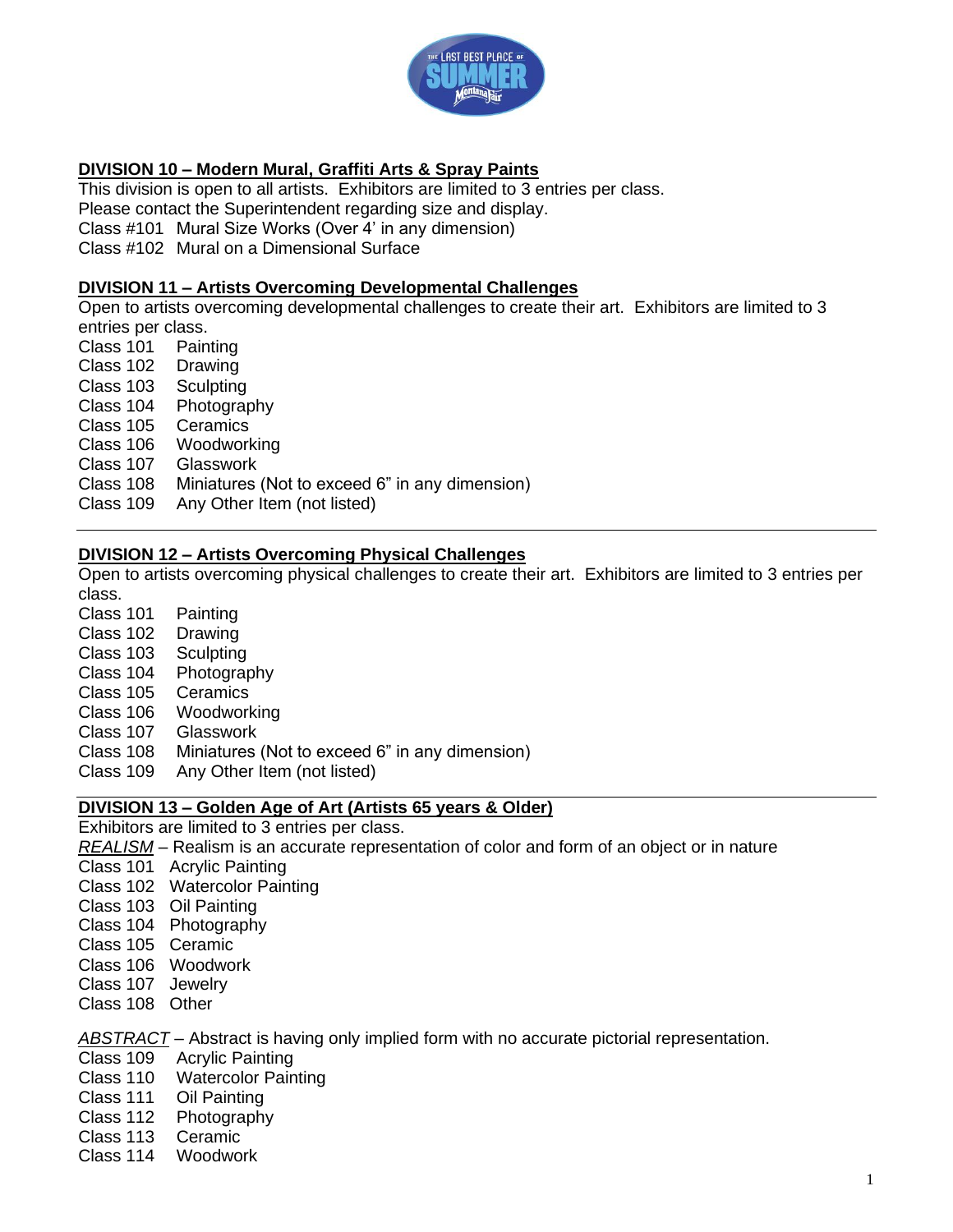## DIVISION 10 – Modern Mural, Graffiti Arts & Spray Paints

This division is open to all artists. Exhibitors are limited to 3 entries per class.
Please contact the Superintendent regarding size and display.

Class #101 Mural Size Works (Over 4' in any dimension)
Class #102 Mural on a Dimensional Surface

## DIVISION 11 – Artists Overcoming Developmental Challenges

Open to artists overcoming developmental challenges to create their art. Exhibitors are limited to 3 entries per class.

Class 101 Painting
Class 102 Drawing
Class 103 Sculpting
Class 104 Photography
Class 105 Ceramics
Class 106 Woodworking
Class 107 Glasswork
Class 108 Miniatures (Not to exceed 6" in any dimension)
Class 109 Any Other Item (not listed)

## DIVISION 12 – Artists Overcoming Physical Challenges

Open to artists overcoming physical challenges to create their art. Exhibitors are limited to 3 entries per class.

Class 101 Painting
Class 102 Drawing
Class 103 Sculpting
Class 104 Photography
Class 105 Ceramics
Class 106 Woodworking
Class 107 Glasswork
Class 108 Miniatures (Not to exceed 6" in any dimension)
Class 109 Any Other Item (not listed)

## DIVISION 13 – Golden Age of Art (Artists 65 years & Older)

Exhibitors are limited to 3 entries per class.

*REALISM* – Realism is an accurate representation of color and form of an object or in nature

Class 101 Acrylic Painting
Class 102 Watercolor Painting
Class 103 Oil Painting
Class 104 Photography
Class 105 Ceramic
Class 106 Woodwork
Class 107 Jewelry
Class 108 Other

*ABSTRACT* – Abstract is having only implied form with no accurate pictorial representation.

Class 109 Acrylic Painting
Class 110 Watercolor Painting
Class 111 Oil Painting
Class 112 Photography
Class 113 Ceramic
Class 114 Woodwork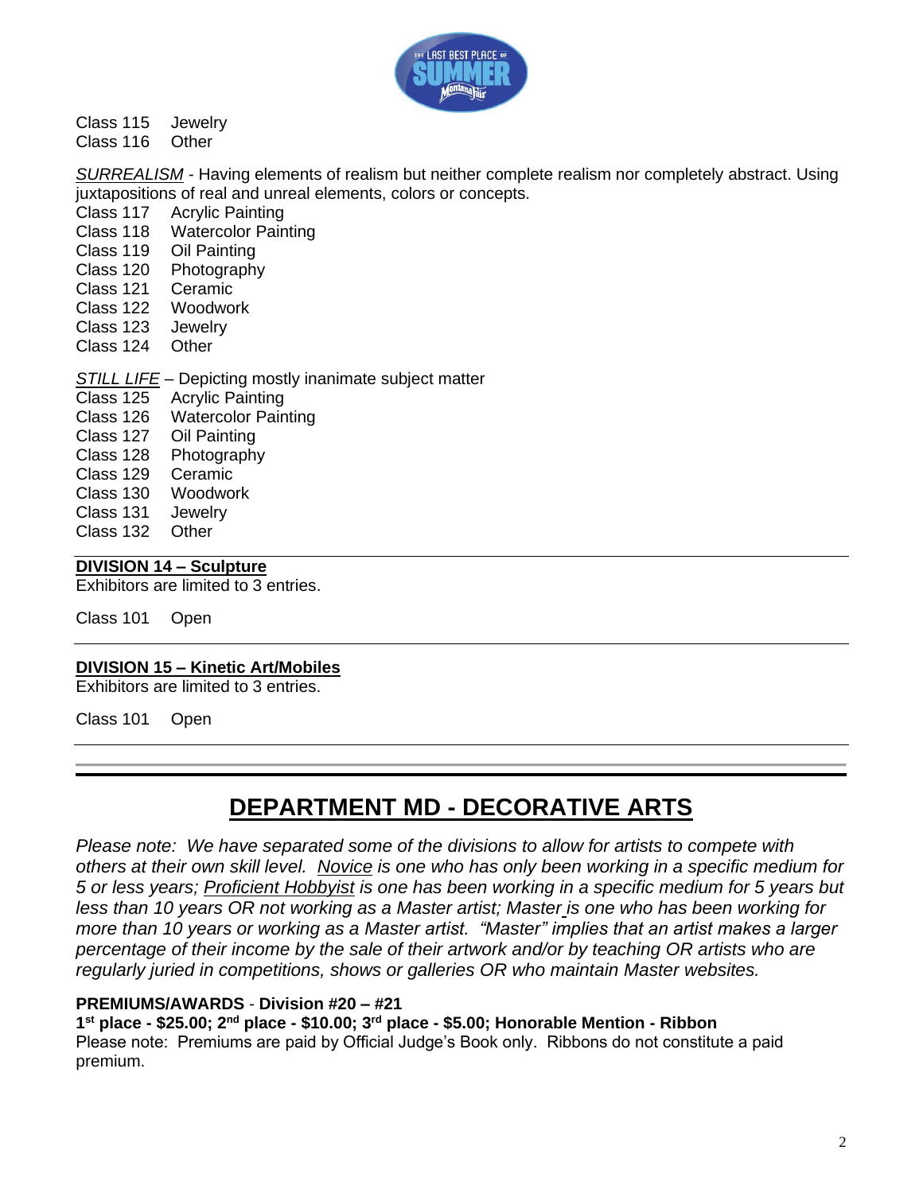Class 115 Jewelry
Class 116 Other

*SURREALISM* - Having elements of realism but neither complete realism nor completely abstract. Using juxtapositions of real and unreal elements, colors or concepts.

Class 117 Acrylic Painting
Class 118 Watercolor Painting
Class 119 Oil Painting
Class 120 Photography
Class 121 Ceramic
Class 122 Woodwork
Class 123 Jewelry
Class 124 Other

*STILL LIFE* – Depicting mostly inanimate subject matter

Class 125 Acrylic Painting
Class 126 Watercolor Painting
Class 127 Oil Painting
Class 128 Photography
Class 129 Ceramic
Class 130 Woodwork
Class 131 Jewelry
Class 132 Other

---

**DIVISION 14 – Sculpture**

Exhibitors are limited to 3 entries.

Class 101 Open

---

**DIVISION 15 – Kinetic Art/Mobiles**

Exhibitors are limited to 3 entries.

Class 101 Open

---

# DEPARTMENT MD - DECORATIVE ARTS

*Please note: We have separated some of the divisions to allow for artists to compete with others at their own skill level. Novice is one who has only been working in a specific medium for 5 or less years; Proficient Hobbyist is one has been working in a specific medium for 5 years but less than 10 years OR not working as a Master artist; Master is one who has been working for more than 10 years or working as a Master artist. "Master" implies that an artist makes a larger percentage of their income by the sale of their artwork and/or by teaching OR artists who are regularly juried in competitions, shows or galleries OR who maintain Master websites.*

**PREMIUMS/AWARDS** - **Division #20 – #21**

**1st place - $25.00; 2nd place - $10.00; 3rd place - $5.00; Honorable Mention - Ribbon**

Please note: Premiums are paid by Official Judge's Book only. Ribbons do not constitute a paid premium.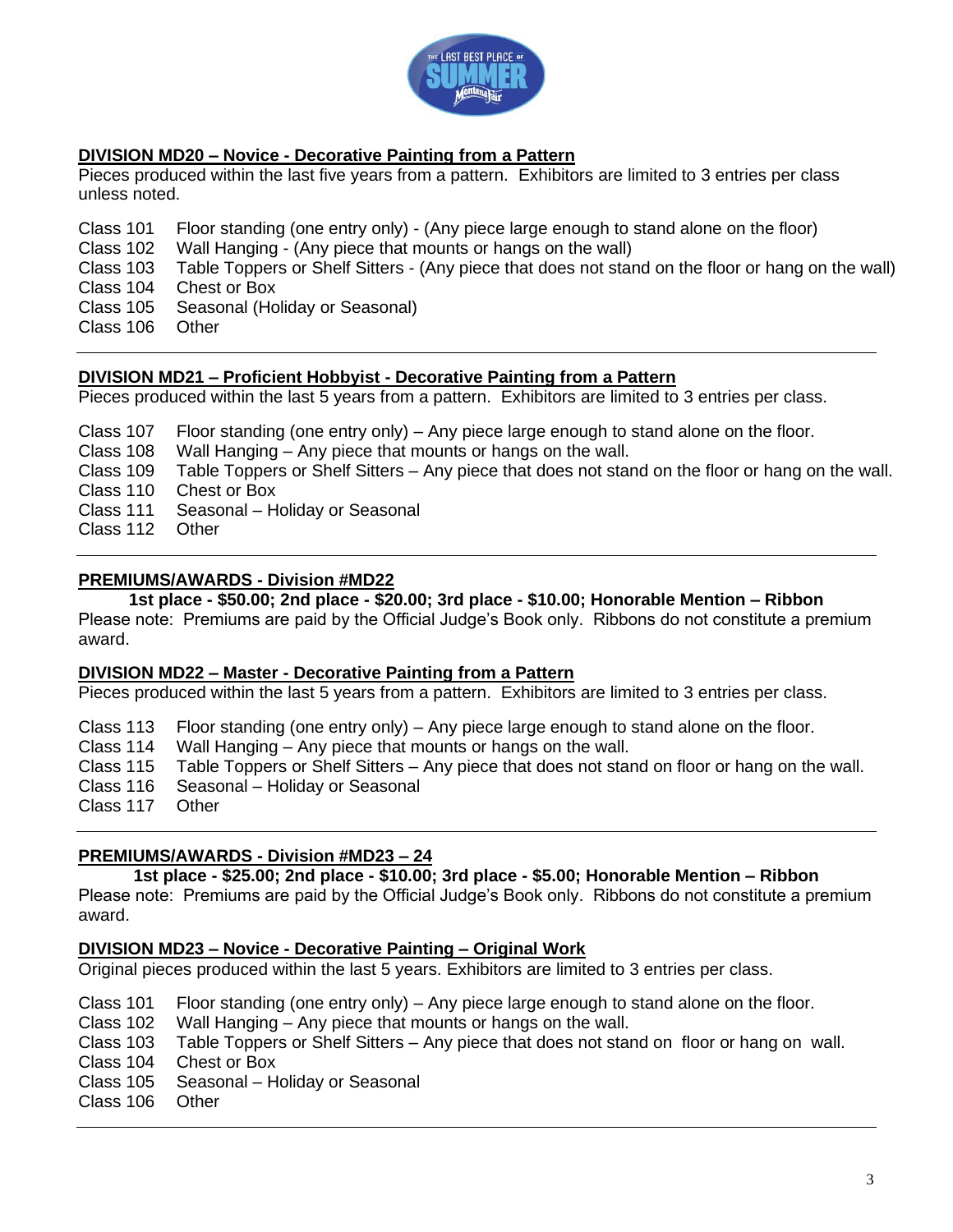## DIVISION MD20 – Novice - Decorative Painting from a Pattern

Pieces produced within the last five years from a pattern. Exhibitors are limited to 3 entries per class unless noted.

- Class 101 Floor standing (one entry only) - (Any piece large enough to stand alone on the floor)
- Class 102 Wall Hanging - (Any piece that mounts or hangs on the wall)
- Class 103 Table Toppers or Shelf Sitters - (Any piece that does not stand on the floor or hang on the wall)
- Class 104 Chest or Box
- Class 105 Seasonal (Holiday or Seasonal)
- Class 106 Other

---

## DIVISION MD21 – Proficient Hobbyist - Decorative Painting from a Pattern

Pieces produced within the last 5 years from a pattern. Exhibitors are limited to 3 entries per class.

- Class 107 Floor standing (one entry only) – Any piece large enough to stand alone on the floor.
- Class 108 Wall Hanging – Any piece that mounts or hangs on the wall.
- Class 109 Table Toppers or Shelf Sitters – Any piece that does not stand on the floor or hang on the wall.
- Class 110 Chest or Box
- Class 111 Seasonal – Holiday or Seasonal
- Class 112 Other

---

## PREMIUMS/AWARDS - Division #MD22

**1st place - $50.00; 2nd place - $20.00; 3rd place - $10.00; Honorable Mention – Ribbon**

Please note: Premiums are paid by the Official Judge's Book only. Ribbons do not constitute a premium award.

## DIVISION MD22 – Master - Decorative Painting from a Pattern

Pieces produced within the last 5 years from a pattern. Exhibitors are limited to 3 entries per class.

- Class 113 Floor standing (one entry only) – Any piece large enough to stand alone on the floor.
- Class 114 Wall Hanging – Any piece that mounts or hangs on the wall.
- Class 115 Table Toppers or Shelf Sitters – Any piece that does not stand on floor or hang on the wall.
- Class 116 Seasonal – Holiday or Seasonal
- Class 117 Other

---

## PREMIUMS/AWARDS - Division #MD23 – 24

**1st place - $25.00; 2nd place - $10.00; 3rd place - $5.00; Honorable Mention – Ribbon**

Please note: Premiums are paid by the Official Judge's Book only. Ribbons do not constitute a premium award.

## DIVISION MD23 – Novice - Decorative Painting – Original Work

Original pieces produced within the last 5 years. Exhibitors are limited to 3 entries per class.

- Class 101 Floor standing (one entry only) – Any piece large enough to stand alone on the floor.
- Class 102 Wall Hanging – Any piece that mounts or hangs on the wall.
- Class 103 Table Toppers or Shelf Sitters – Any piece that does not stand on floor or hang on wall.
- Class 104 Chest or Box
- Class 105 Seasonal – Holiday or Seasonal
- Class 106 Other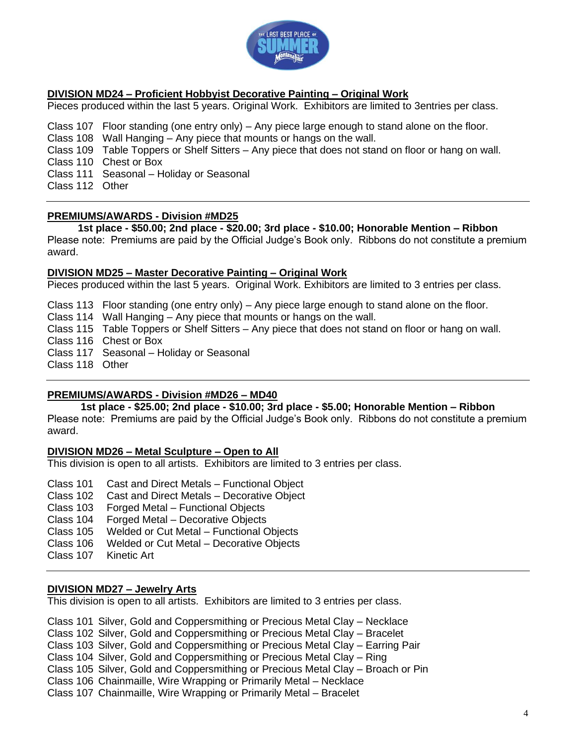## DIVISION MD24 – Proficient Hobbyist Decorative Painting – Original Work

Pieces produced within the last 5 years. Original Work. Exhibitors are limited to 3entries per class.

Class 107 Floor standing (one entry only) – Any piece large enough to stand alone on the floor.
Class 108 Wall Hanging – Any piece that mounts or hangs on the wall.
Class 109 Table Toppers or Shelf Sitters – Any piece that does not stand on floor or hang on wall.
Class 110 Chest or Box
Class 111 Seasonal – Holiday or Seasonal
Class 112 Other

---

## PREMIUMS/AWARDS - Division #MD25

**1st place - $50.00; 2nd place - $20.00; 3rd place - $10.00; Honorable Mention – Ribbon**

Please note: Premiums are paid by the Official Judge's Book only. Ribbons do not constitute a premium award.

## DIVISION MD25 – Master Decorative Painting – Original Work

Pieces produced within the last 5 years. Original Work. Exhibitors are limited to 3 entries per class.

Class 113 Floor standing (one entry only) – Any piece large enough to stand alone on the floor.
Class 114 Wall Hanging – Any piece that mounts or hangs on the wall.
Class 115 Table Toppers or Shelf Sitters – Any piece that does not stand on floor or hang on wall.
Class 116 Chest or Box
Class 117 Seasonal – Holiday or Seasonal
Class 118 Other

---

## PREMIUMS/AWARDS - Division #MD26 – MD40

**1st place - $25.00; 2nd place - $10.00; 3rd place - $5.00; Honorable Mention – Ribbon**

Please note: Premiums are paid by the Official Judge's Book only. Ribbons do not constitute a premium award.

## DIVISION MD26 – Metal Sculpture – Open to All

This division is open to all artists. Exhibitors are limited to 3 entries per class.

Class 101 Cast and Direct Metals – Functional Object
Class 102 Cast and Direct Metals – Decorative Object
Class 103 Forged Metal – Functional Objects
Class 104 Forged Metal – Decorative Objects
Class 105 Welded or Cut Metal – Functional Objects
Class 106 Welded or Cut Metal – Decorative Objects
Class 107 Kinetic Art

---

## DIVISION MD27 – Jewelry Arts

This division is open to all artists. Exhibitors are limited to 3 entries per class.

Class 101 Silver, Gold and Coppersmithing or Precious Metal Clay – Necklace
Class 102 Silver, Gold and Coppersmithing or Precious Metal Clay – Bracelet
Class 103 Silver, Gold and Coppersmithing or Precious Metal Clay – Earring Pair
Class 104 Silver, Gold and Coppersmithing or Precious Metal Clay – Ring
Class 105 Silver, Gold and Coppersmithing or Precious Metal Clay – Broach or Pin
Class 106 Chainmaille, Wire Wrapping or Primarily Metal – Necklace
Class 107 Chainmaille, Wire Wrapping or Primarily Metal – Bracelet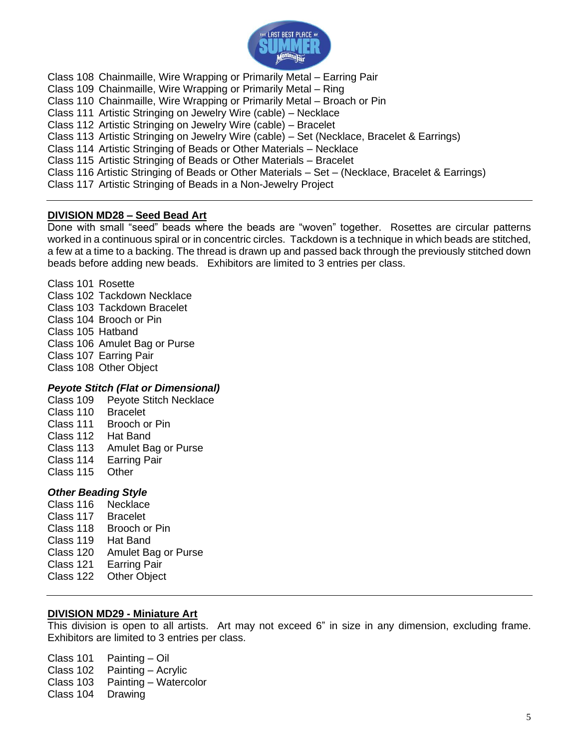Class 108 Chainmaille, Wire Wrapping or Primarily Metal – Earring Pair
Class 109 Chainmaille, Wire Wrapping or Primarily Metal – Ring
Class 110 Chainmaille, Wire Wrapping or Primarily Metal – Broach or Pin
Class 111 Artistic Stringing on Jewelry Wire (cable) – Necklace
Class 112 Artistic Stringing on Jewelry Wire (cable) – Bracelet
Class 113 Artistic Stringing on Jewelry Wire (cable) – Set (Necklace, Bracelet & Earrings)
Class 114 Artistic Stringing of Beads or Other Materials – Necklace
Class 115 Artistic Stringing of Beads or Other Materials – Bracelet
Class 116 Artistic Stringing of Beads or Other Materials – Set – (Necklace, Bracelet & Earrings)
Class 117 Artistic Stringing of Beads in a Non-Jewelry Project

---

## DIVISION MD28 – Seed Bead Art

Done with small "seed" beads where the beads are "woven" together. Rosettes are circular patterns worked in a continuous spiral or in concentric circles. Tackdown is a technique in which beads are stitched, a few at a time to a backing. The thread is drawn up and passed back through the previously stitched down beads before adding new beads. Exhibitors are limited to 3 entries per class.

Class 101 Rosette
Class 102 Tackdown Necklace
Class 103 Tackdown Bracelet
Class 104 Brooch or Pin
Class 105 Hatband
Class 106 Amulet Bag or Purse
Class 107 Earring Pair
Class 108 Other Object

### *Peyote Stitch (Flat or Dimensional)*

Class 109 Peyote Stitch Necklace
Class 110 Bracelet
Class 111 Brooch or Pin
Class 112 Hat Band
Class 113 Amulet Bag or Purse
Class 114 Earring Pair
Class 115 Other

### *Other Beading Style*

Class 116 Necklace
Class 117 Bracelet
Class 118 Brooch or Pin
Class 119 Hat Band
Class 120 Amulet Bag or Purse
Class 121 Earring Pair
Class 122 Other Object

---

## DIVISION MD29 - Miniature Art

This division is open to all artists. Art may not exceed 6" in size in any dimension, excluding frame. Exhibitors are limited to 3 entries per class.

Class 101 Painting – Oil
Class 102 Painting – Acrylic
Class 103 Painting – Watercolor
Class 104 Drawing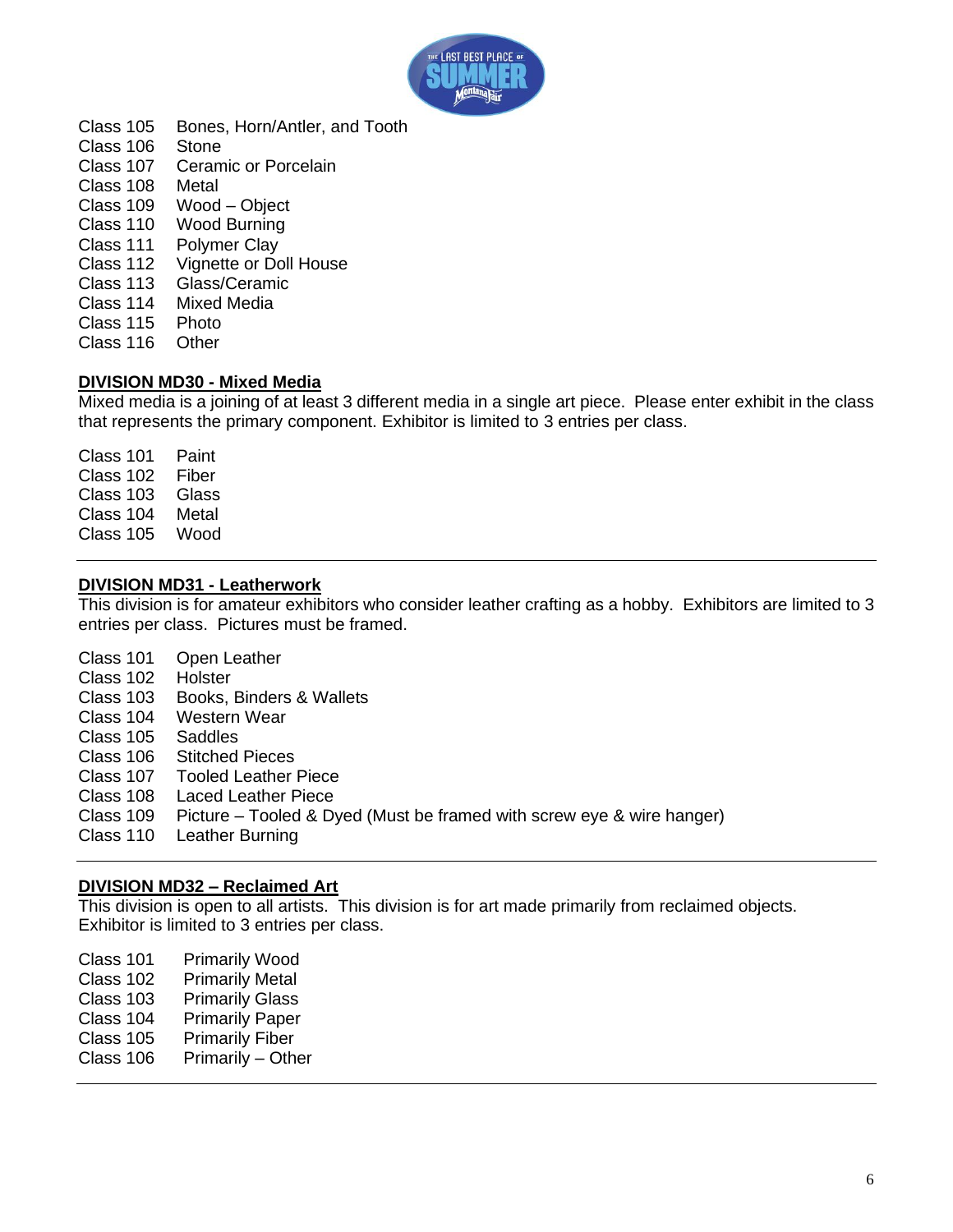Class 105 Bones, Horn/Antler, and Tooth
Class 106 Stone
Class 107 Ceramic or Porcelain
Class 108 Metal
Class 109 Wood – Object
Class 110 Wood Burning
Class 111 Polymer Clay
Class 112 Vignette or Doll House
Class 113 Glass/Ceramic
Class 114 Mixed Media
Class 115 Photo
Class 116 Other

## DIVISION MD30 - Mixed Media

Mixed media is a joining of at least 3 different media in a single art piece. Please enter exhibit in the class that represents the primary component. Exhibitor is limited to 3 entries per class.

Class 101 Paint
Class 102 Fiber
Class 103 Glass
Class 104 Metal
Class 105 Wood

---

## DIVISION MD31 - Leatherwork

This division is for amateur exhibitors who consider leather crafting as a hobby. Exhibitors are limited to 3 entries per class. Pictures must be framed.

Class 101 Open Leather
Class 102 Holster
Class 103 Books, Binders & Wallets
Class 104 Western Wear
Class 105 Saddles
Class 106 Stitched Pieces
Class 107 Tooled Leather Piece
Class 108 Laced Leather Piece
Class 109 Picture – Tooled & Dyed (Must be framed with screw eye & wire hanger)
Class 110 Leather Burning

---

## DIVISION MD32 – Reclaimed Art

This division is open to all artists. This division is for art made primarily from reclaimed objects. Exhibitor is limited to 3 entries per class.

Class 101 Primarily Wood
Class 102 Primarily Metal
Class 103 Primarily Glass
Class 104 Primarily Paper
Class 105 Primarily Fiber
Class 106 Primarily – Other

---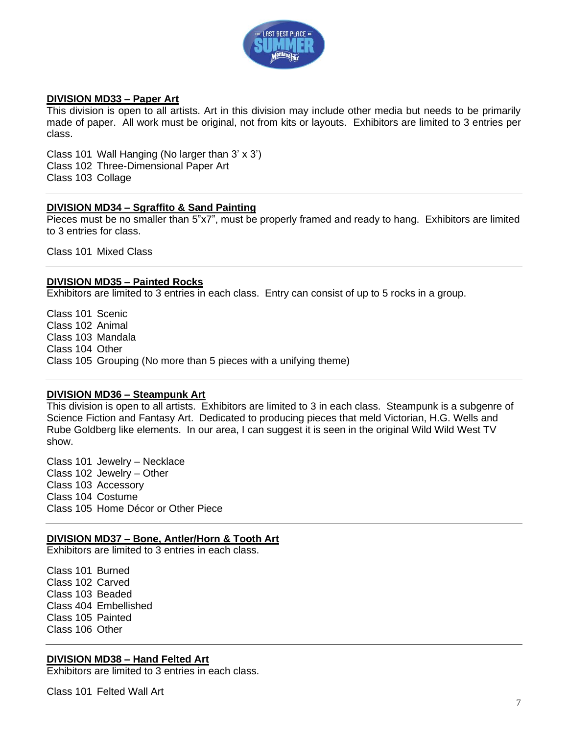## DIVISION MD33 – Paper Art

This division is open to all artists. Art in this division may include other media but needs to be primarily made of paper. All work must be original, not from kits or layouts. Exhibitors are limited to 3 entries per class.

Class 101 Wall Hanging (No larger than 3' x 3')
Class 102 Three-Dimensional Paper Art
Class 103 Collage

---

## DIVISION MD34 – Sgraffito & Sand Painting

Pieces must be no smaller than 5"x7", must be properly framed and ready to hang. Exhibitors are limited to 3 entries for class.

Class 101 Mixed Class

---

## DIVISION MD35 – Painted Rocks

Exhibitors are limited to 3 entries in each class. Entry can consist of up to 5 rocks in a group.

Class 101 Scenic
Class 102 Animal
Class 103 Mandala
Class 104 Other
Class 105 Grouping (No more than 5 pieces with a unifying theme)

---

## DIVISION MD36 – Steampunk Art

This division is open to all artists. Exhibitors are limited to 3 in each class. Steampunk is a subgenre of Science Fiction and Fantasy Art. Dedicated to producing pieces that meld Victorian, H.G. Wells and Rube Goldberg like elements. In our area, I can suggest it is seen in the original Wild Wild West TV show.

Class 101 Jewelry – Necklace
Class 102 Jewelry – Other
Class 103 Accessory
Class 104 Costume
Class 105 Home Décor or Other Piece

---

## DIVISION MD37 – Bone, Antler/Horn & Tooth Art

Exhibitors are limited to 3 entries in each class.

Class 101 Burned
Class 102 Carved
Class 103 Beaded
Class 404 Embellished
Class 105 Painted
Class 106 Other

---

## DIVISION MD38 – Hand Felted Art

Exhibitors are limited to 3 entries in each class.

Class 101 Felted Wall Art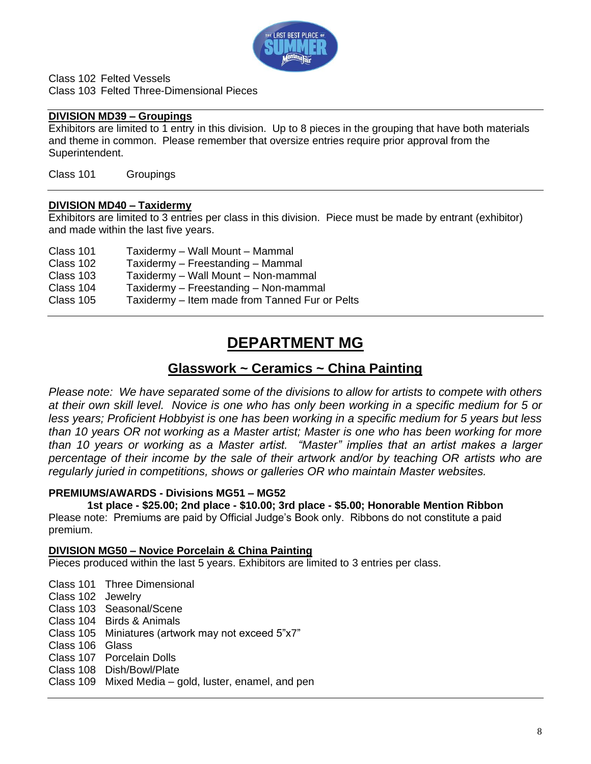Class 102 Felted Vessels
Class 103 Felted Three-Dimensional Pieces

**DIVISION MD39 – Groupings**

Exhibitors are limited to 1 entry in this division. Up to 8 pieces in the grouping that have both materials and theme in common. Please remember that oversize entries require prior approval from the Superintendent.

Class 101 Groupings

**DIVISION MD40 – Taxidermy**

Exhibitors are limited to 3 entries per class in this division. Piece must be made by entrant (exhibitor) and made within the last five years.

Class 101 Taxidermy – Wall Mount – Mammal
Class 102 Taxidermy – Freestanding – Mammal
Class 103 Taxidermy – Wall Mount – Non-mammal
Class 104 Taxidermy – Freestanding – Non-mammal
Class 105 Taxidermy – Item made from Tanned Fur or Pelts

# DEPARTMENT MG

## Glasswork ~ Ceramics ~ China Painting

*Please note: We have separated some of the divisions to allow for artists to compete with others at their own skill level. Novice is one who has only been working in a specific medium for 5 or less years; Proficient Hobbyist is one has been working in a specific medium for 5 years but less than 10 years OR not working as a Master artist; Master is one who has been working for more than 10 years or working as a Master artist. "Master" implies that an artist makes a larger percentage of their income by the sale of their artwork and/or by teaching OR artists who are regularly juried in competitions, shows or galleries OR who maintain Master websites.*

**PREMIUMS/AWARDS - Divisions MG51 – MG52**

**1st place - $25.00; 2nd place - $10.00; 3rd place - $5.00; Honorable Mention Ribbon**

Please note: Premiums are paid by Official Judge's Book only. Ribbons do not constitute a paid premium.

**DIVISION MG50 – Novice Porcelain & China Painting**

Pieces produced within the last 5 years. Exhibitors are limited to 3 entries per class.

Class 101 Three Dimensional
Class 102 Jewelry
Class 103 Seasonal/Scene
Class 104 Birds & Animals
Class 105 Miniatures (artwork may not exceed 5"x7"
Class 106 Glass
Class 107 Porcelain Dolls
Class 108 Dish/Bowl/Plate
Class 109 Mixed Media – gold, luster, enamel, and pen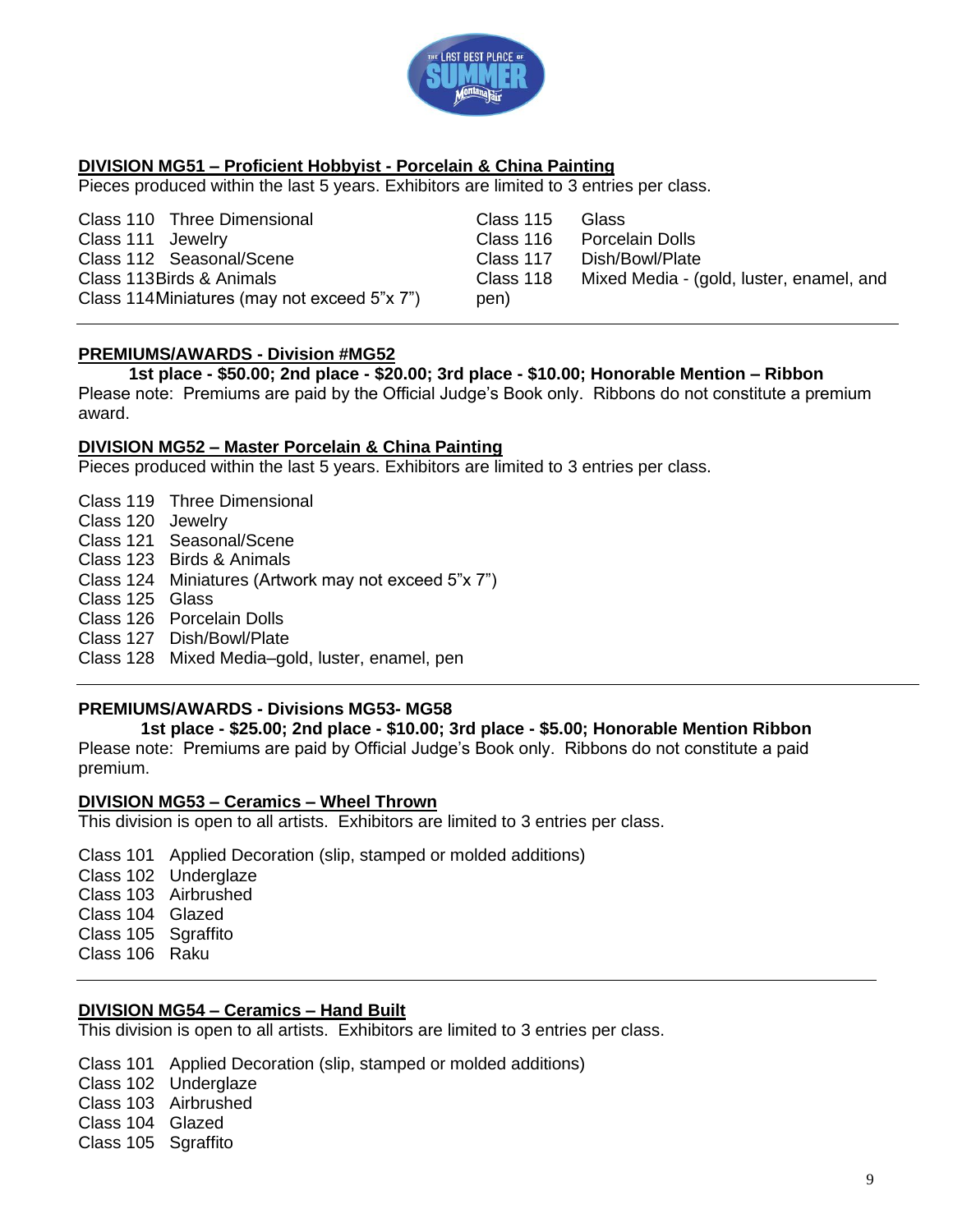**DIVISION MG51 – Proficient Hobbyist - Porcelain & China Painting**

Pieces produced within the last 5 years. Exhibitors are limited to 3 entries per class.

Class 110 Three Dimensional
Class 111 Jewelry
Class 112 Seasonal/Scene
Class 113 Birds & Animals
Class 114 Miniatures (may not exceed 5"x 7")
Class 115 Glass
Class 116 Porcelain Dolls
Class 117 Dish/Bowl/Plate
Class 118 Mixed Media - (gold, luster, enamel, and pen)

**PREMIUMS/AWARDS - Division #MG52**

**1st place - $50.00; 2nd place - $20.00; 3rd place - $10.00; Honorable Mention – Ribbon**

Please note: Premiums are paid by the Official Judge's Book only. Ribbons do not constitute a premium award.

**DIVISION MG52 – Master Porcelain & China Painting**

Pieces produced within the last 5 years. Exhibitors are limited to 3 entries per class.

Class 119 Three Dimensional
Class 120 Jewelry
Class 121 Seasonal/Scene
Class 123 Birds & Animals
Class 124 Miniatures (Artwork may not exceed 5"x 7")
Class 125 Glass
Class 126 Porcelain Dolls
Class 127 Dish/Bowl/Plate
Class 128 Mixed Media–gold, luster, enamel, pen

**PREMIUMS/AWARDS - Divisions MG53- MG58**

**1st place - $25.00; 2nd place - $10.00; 3rd place - $5.00; Honorable Mention Ribbon**

Please note: Premiums are paid by Official Judge's Book only. Ribbons do not constitute a paid premium.

**DIVISION MG53 – Ceramics – Wheel Thrown**

This division is open to all artists. Exhibitors are limited to 3 entries per class.

Class 101 Applied Decoration (slip, stamped or molded additions)
Class 102 Underglaze
Class 103 Airbrushed
Class 104 Glazed
Class 105 Sgraffito
Class 106 Raku

**DIVISION MG54 – Ceramics – Hand Built**

This division is open to all artists. Exhibitors are limited to 3 entries per class.

Class 101 Applied Decoration (slip, stamped or molded additions)
Class 102 Underglaze
Class 103 Airbrushed
Class 104 Glazed
Class 105 Sgraffito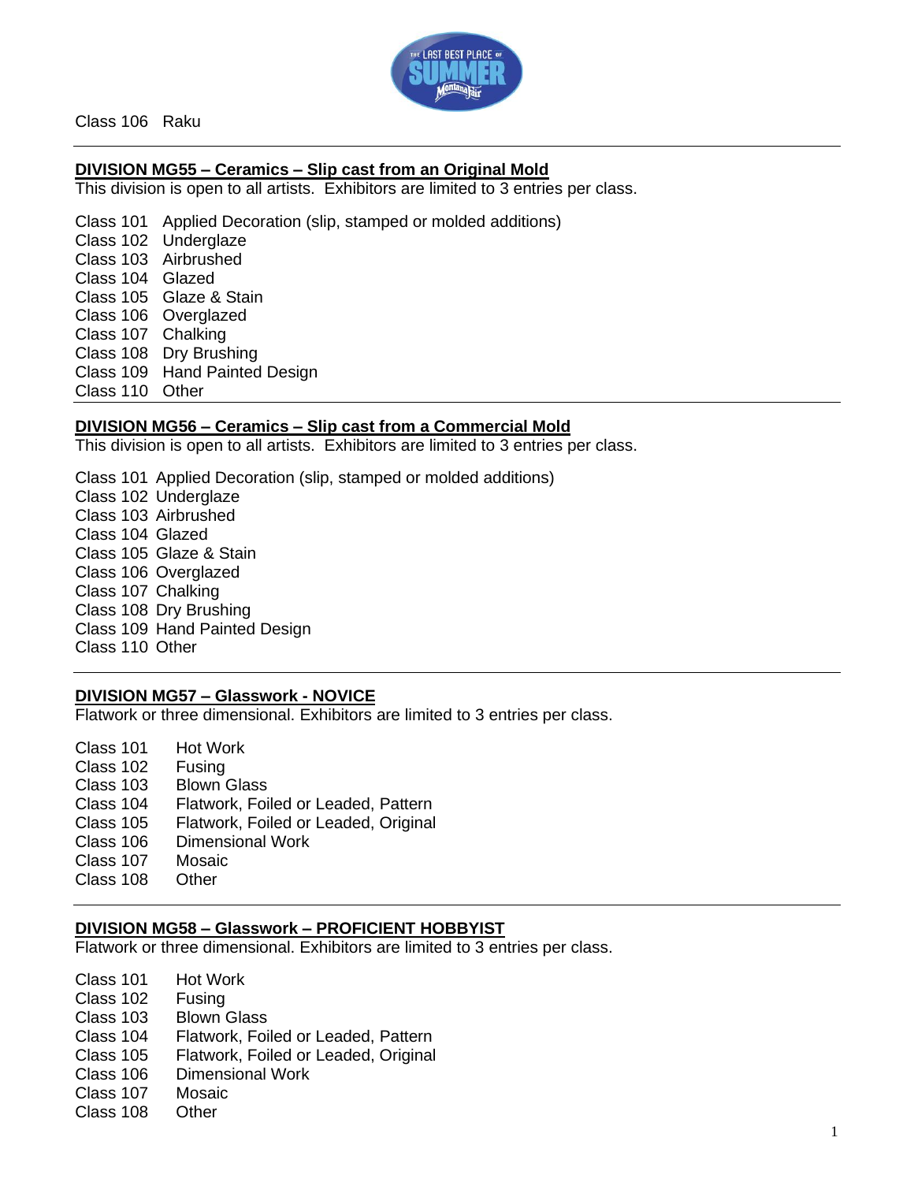Class 106 Raku

---

## DIVISION MG55 – Ceramics – Slip cast from an Original Mold

This division is open to all artists. Exhibitors are limited to 3 entries per class.

Class 101 Applied Decoration (slip, stamped or molded additions)
Class 102 Underglaze
Class 103 Airbrushed
Class 104 Glazed
Class 105 Glaze & Stain
Class 106 Overglazed
Class 107 Chalking
Class 108 Dry Brushing
Class 109 Hand Painted Design
Class 110 Other

---

## DIVISION MG56 – Ceramics – Slip cast from a Commercial Mold

This division is open to all artists. Exhibitors are limited to 3 entries per class.

Class 101 Applied Decoration (slip, stamped or molded additions)
Class 102 Underglaze
Class 103 Airbrushed
Class 104 Glazed
Class 105 Glaze & Stain
Class 106 Overglazed
Class 107 Chalking
Class 108 Dry Brushing
Class 109 Hand Painted Design
Class 110 Other

---

## DIVISION MG57 – Glasswork - NOVICE

Flatwork or three dimensional. Exhibitors are limited to 3 entries per class.

Class 101 Hot Work
Class 102 Fusing
Class 103 Blown Glass
Class 104 Flatwork, Foiled or Leaded, Pattern
Class 105 Flatwork, Foiled or Leaded, Original
Class 106 Dimensional Work
Class 107 Mosaic
Class 108 Other

---

## DIVISION MG58 – Glasswork – PROFICIENT HOBBYIST

Flatwork or three dimensional. Exhibitors are limited to 3 entries per class.

Class 101 Hot Work
Class 102 Fusing
Class 103 Blown Glass
Class 104 Flatwork, Foiled or Leaded, Pattern
Class 105 Flatwork, Foiled or Leaded, Original
Class 106 Dimensional Work
Class 107 Mosaic
Class 108 Other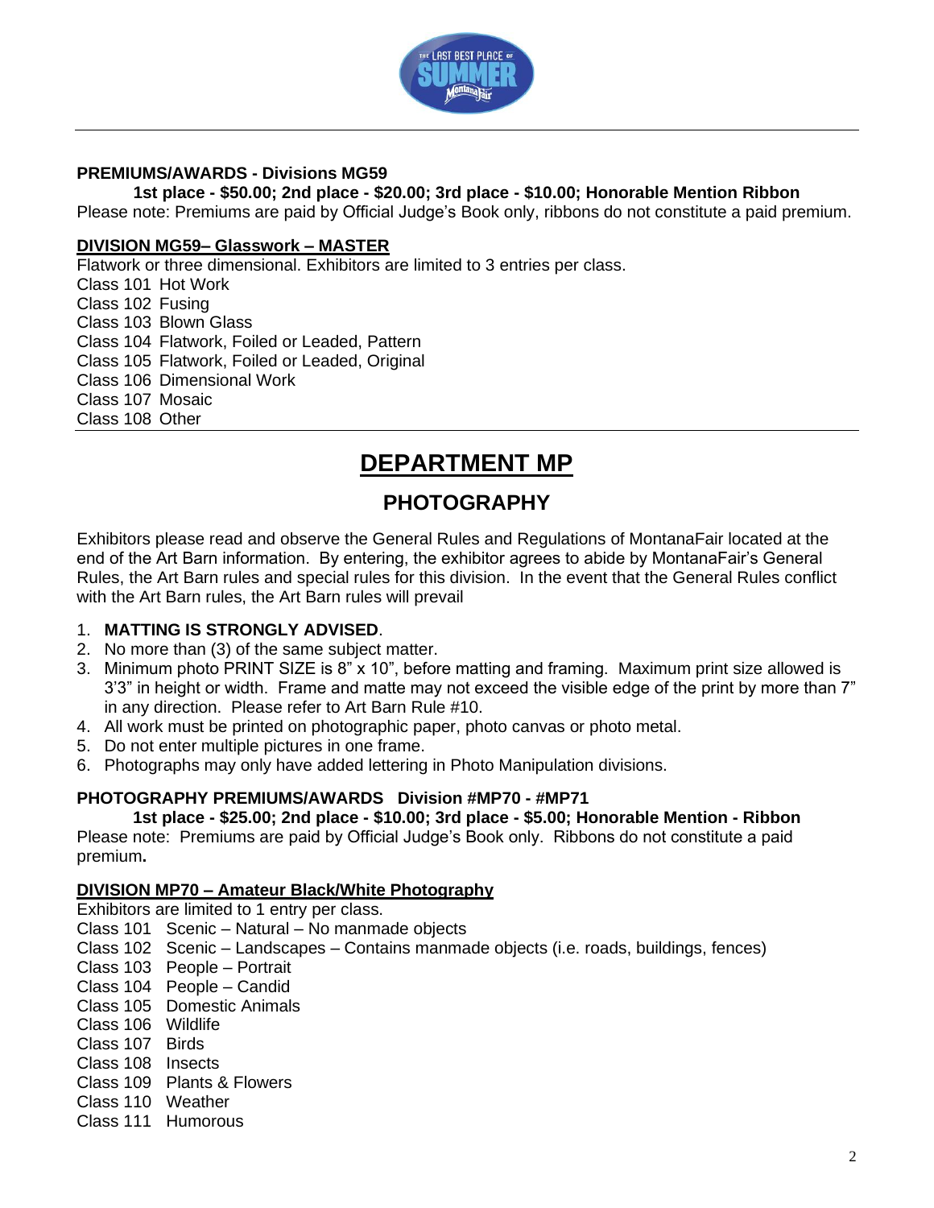**PREMIUMS/AWARDS - Divisions MG59**

**1st place - $50.00; 2nd place - $20.00; 3rd place - $10.00; Honorable Mention Ribbon**

Please note: Premiums are paid by Official Judge's Book only, ribbons do not constitute a paid premium.

**DIVISION MG59– Glasswork – MASTER**

Flatwork or three dimensional. Exhibitors are limited to 3 entries per class.

Class 101 Hot Work
Class 102 Fusing
Class 103 Blown Glass
Class 104 Flatwork, Foiled or Leaded, Pattern
Class 105 Flatwork, Foiled or Leaded, Original
Class 106 Dimensional Work
Class 107 Mosaic
Class 108 Other

# DEPARTMENT MP

## PHOTOGRAPHY

Exhibitors please read and observe the General Rules and Regulations of MontanaFair located at the end of the Art Barn information. By entering, the exhibitor agrees to abide by MontanaFair's General Rules, the Art Barn rules and special rules for this division. In the event that the General Rules conflict with the Art Barn rules, the Art Barn rules will prevail

1. **MATTING IS STRONGLY ADVISED**.
2. No more than (3) of the same subject matter.
3. Minimum photo PRINT SIZE is 8" x 10", before matting and framing. Maximum print size allowed is 3'3" in height or width. Frame and matte may not exceed the visible edge of the print by more than 7" in any direction. Please refer to Art Barn Rule #10.
4. All work must be printed on photographic paper, photo canvas or photo metal.
5. Do not enter multiple pictures in one frame.
6. Photographs may only have added lettering in Photo Manipulation divisions.

**PHOTOGRAPHY PREMIUMS/AWARDS Division #MP70 - #MP71**

**1st place - $25.00; 2nd place - $10.00; 3rd place - $5.00; Honorable Mention - Ribbon**

Please note: Premiums are paid by Official Judge's Book only. Ribbons do not constitute a paid premium**.**

**DIVISION MP70 – Amateur Black/White Photography**

Exhibitors are limited to 1 entry per class.

Class 101 Scenic – Natural – No manmade objects
Class 102 Scenic – Landscapes – Contains manmade objects (i.e. roads, buildings, fences)
Class 103 People – Portrait
Class 104 People – Candid
Class 105 Domestic Animals
Class 106 Wildlife
Class 107 Birds
Class 108 Insects
Class 109 Plants & Flowers
Class 110 Weather
Class 111 Humorous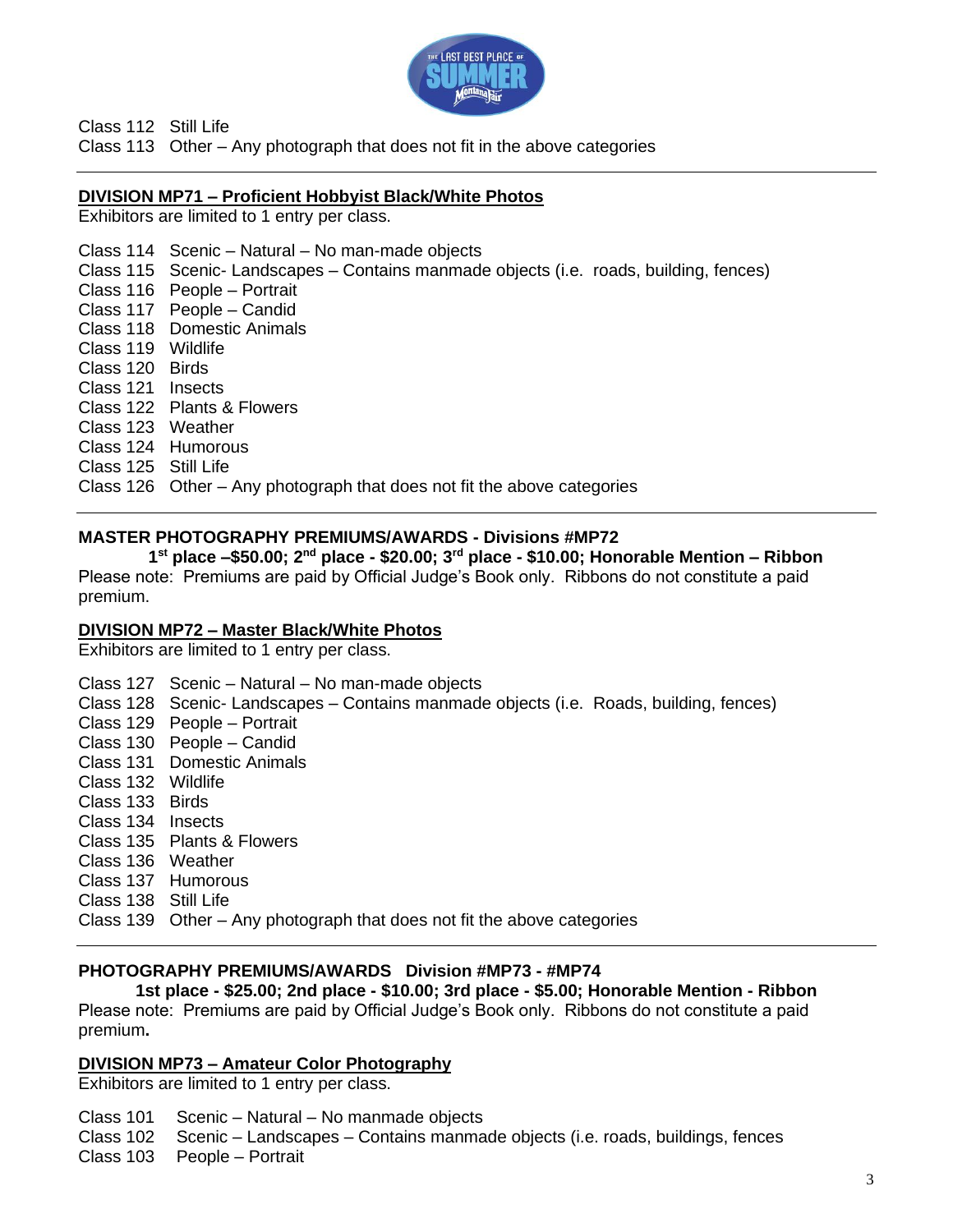Class 112 Still Life
Class 113 Other – Any photograph that does not fit in the above categories

---

### DIVISION MP71 – Proficient Hobbyist Black/White Photos

Exhibitors are limited to 1 entry per class.

Class 114 Scenic – Natural – No man-made objects
Class 115 Scenic- Landscapes – Contains manmade objects (i.e. roads, building, fences)
Class 116 People – Portrait
Class 117 People – Candid
Class 118 Domestic Animals
Class 119 Wildlife
Class 120 Birds
Class 121 Insects
Class 122 Plants & Flowers
Class 123 Weather
Class 124 Humorous
Class 125 Still Life
Class 126 Other – Any photograph that does not fit the above categories

---

### MASTER PHOTOGRAPHY PREMIUMS/AWARDS - Divisions #MP72

**1st place –$50.00; 2nd place - $20.00; 3rd place - $10.00; Honorable Mention – Ribbon**

Please note: Premiums are paid by Official Judge's Book only. Ribbons do not constitute a paid premium.

### DIVISION MP72 – Master Black/White Photos

Exhibitors are limited to 1 entry per class.

Class 127 Scenic – Natural – No man-made objects
Class 128 Scenic- Landscapes – Contains manmade objects (i.e. Roads, building, fences)
Class 129 People – Portrait
Class 130 People – Candid
Class 131 Domestic Animals
Class 132 Wildlife
Class 133 Birds
Class 134 Insects
Class 135 Plants & Flowers
Class 136 Weather
Class 137 Humorous
Class 138 Still Life
Class 139 Other – Any photograph that does not fit the above categories

---

### PHOTOGRAPHY PREMIUMS/AWARDS Division #MP73 - #MP74

**1st place - $25.00; 2nd place - $10.00; 3rd place - $5.00; Honorable Mention - Ribbon**

Please note: Premiums are paid by Official Judge's Book only. Ribbons do not constitute a paid premium**.**

### DIVISION MP73 – Amateur Color Photography

Exhibitors are limited to 1 entry per class.

Class 101 Scenic – Natural – No manmade objects
Class 102 Scenic – Landscapes – Contains manmade objects (i.e. roads, buildings, fences
Class 103 People – Portrait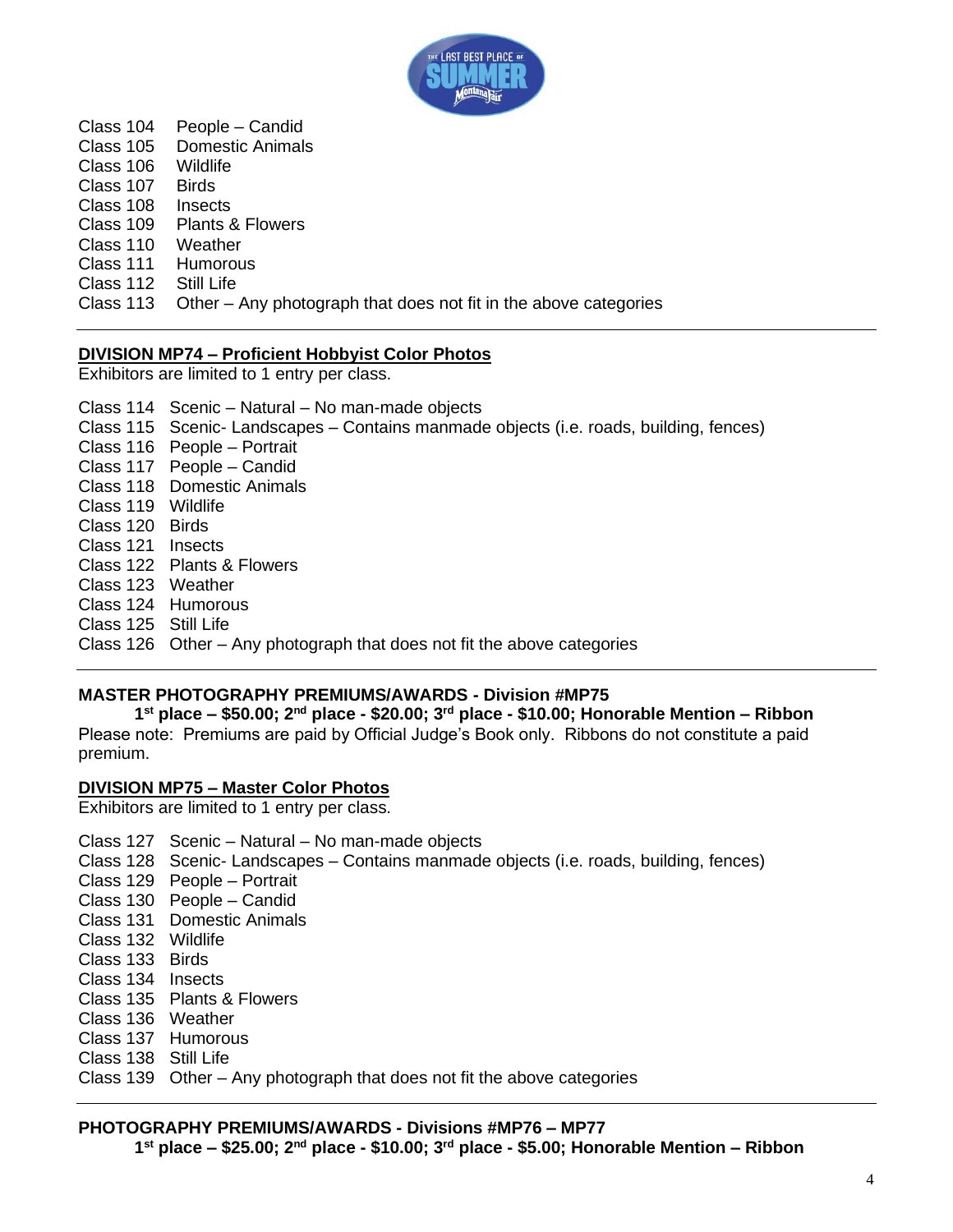Class 104 People – Candid
Class 105 Domestic Animals
Class 106 Wildlife
Class 107 Birds
Class 108 Insects
Class 109 Plants & Flowers
Class 110 Weather
Class 111 Humorous
Class 112 Still Life
Class 113 Other – Any photograph that does not fit in the above categories

---

**DIVISION MP74 – Proficient Hobbyist Color Photos**

Exhibitors are limited to 1 entry per class.

Class 114 Scenic – Natural – No man-made objects
Class 115 Scenic- Landscapes – Contains manmade objects (i.e. roads, building, fences)
Class 116 People – Portrait
Class 117 People – Candid
Class 118 Domestic Animals
Class 119 Wildlife
Class 120 Birds
Class 121 Insects
Class 122 Plants & Flowers
Class 123 Weather
Class 124 Humorous
Class 125 Still Life
Class 126 Other – Any photograph that does not fit the above categories

---

**MASTER PHOTOGRAPHY PREMIUMS/AWARDS - Division #MP75**

**1st place – $50.00; 2nd place - $20.00; 3rd place - $10.00; Honorable Mention – Ribbon**

Please note: Premiums are paid by Official Judge's Book only. Ribbons do not constitute a paid premium.

**DIVISION MP75 – Master Color Photos**

Exhibitors are limited to 1 entry per class.

Class 127 Scenic – Natural – No man-made objects
Class 128 Scenic- Landscapes – Contains manmade objects (i.e. roads, building, fences)
Class 129 People – Portrait
Class 130 People – Candid
Class 131 Domestic Animals
Class 132 Wildlife
Class 133 Birds
Class 134 Insects
Class 135 Plants & Flowers
Class 136 Weather
Class 137 Humorous
Class 138 Still Life
Class 139 Other – Any photograph that does not fit the above categories

---

**PHOTOGRAPHY PREMIUMS/AWARDS - Divisions #MP76 – MP77**

**1st place – $25.00; 2nd place - $10.00; 3rd place - $5.00; Honorable Mention – Ribbon**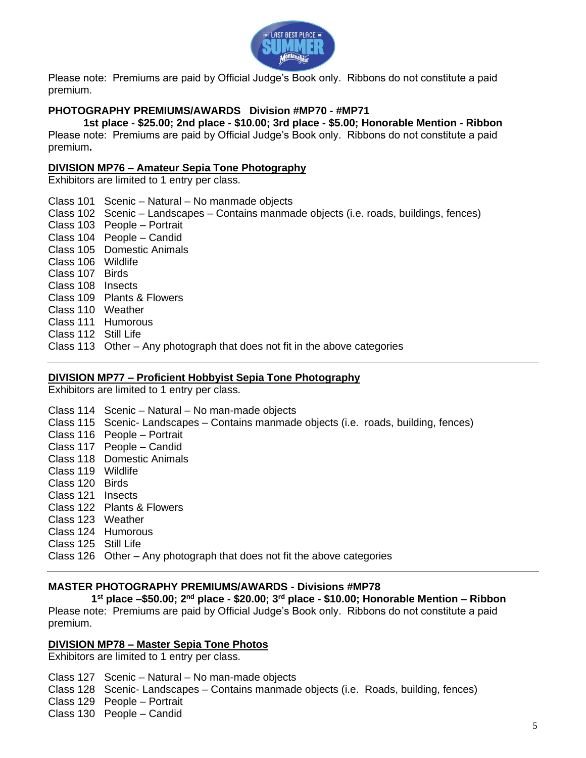Please note: Premiums are paid by Official Judge's Book only. Ribbons do not constitute a paid premium.

**PHOTOGRAPHY PREMIUMS/AWARDS Division #MP70 - #MP71**

**1st place - $25.00; 2nd place - $10.00; 3rd place - $5.00; Honorable Mention - Ribbon**

Please note: Premiums are paid by Official Judge's Book only. Ribbons do not constitute a paid premium**.**

## DIVISION MP76 – Amateur Sepia Tone Photography

Exhibitors are limited to 1 entry per class.

Class 101 Scenic – Natural – No manmade objects
Class 102 Scenic – Landscapes – Contains manmade objects (i.e. roads, buildings, fences)
Class 103 People – Portrait
Class 104 People – Candid
Class 105 Domestic Animals
Class 106 Wildlife
Class 107 Birds
Class 108 Insects
Class 109 Plants & Flowers
Class 110 Weather
Class 111 Humorous
Class 112 Still Life
Class 113 Other – Any photograph that does not fit in the above categories

---

## DIVISION MP77 – Proficient Hobbyist Sepia Tone Photography

Exhibitors are limited to 1 entry per class.

Class 114 Scenic – Natural – No man-made objects
Class 115 Scenic- Landscapes – Contains manmade objects (i.e. roads, building, fences)
Class 116 People – Portrait
Class 117 People – Candid
Class 118 Domestic Animals
Class 119 Wildlife
Class 120 Birds
Class 121 Insects
Class 122 Plants & Flowers
Class 123 Weather
Class 124 Humorous
Class 125 Still Life
Class 126 Other – Any photograph that does not fit the above categories

---

**MASTER PHOTOGRAPHY PREMIUMS/AWARDS - Divisions #MP78**

**1st place –$50.00; 2nd place - $20.00; 3rd place - $10.00; Honorable Mention – Ribbon**

Please note: Premiums are paid by Official Judge's Book only. Ribbons do not constitute a paid premium.

## DIVISION MP78 – Master Sepia Tone Photos

Exhibitors are limited to 1 entry per class.

Class 127 Scenic – Natural – No man-made objects
Class 128 Scenic- Landscapes – Contains manmade objects (i.e. Roads, building, fences)
Class 129 People – Portrait
Class 130 People – Candid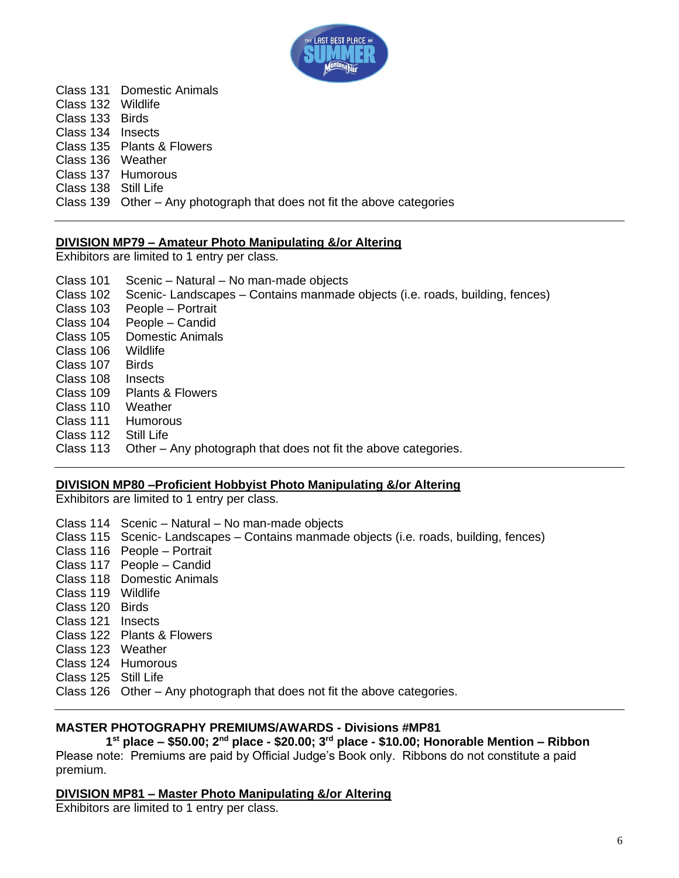Class 131 Domestic Animals
Class 132 Wildlife
Class 133 Birds
Class 134 Insects
Class 135 Plants & Flowers
Class 136 Weather
Class 137 Humorous
Class 138 Still Life
Class 139 Other – Any photograph that does not fit the above categories

---

**DIVISION MP79 – Amateur Photo Manipulating &/or Altering**

Exhibitors are limited to 1 entry per class.

Class 101 Scenic – Natural – No man-made objects
Class 102 Scenic- Landscapes – Contains manmade objects (i.e. roads, building, fences)
Class 103 People – Portrait
Class 104 People – Candid
Class 105 Domestic Animals
Class 106 Wildlife
Class 107 Birds
Class 108 Insects
Class 109 Plants & Flowers
Class 110 Weather
Class 111 Humorous
Class 112 Still Life
Class 113 Other – Any photograph that does not fit the above categories.

---

**DIVISION MP80 –Proficient Hobbyist Photo Manipulating &/or Altering**

Exhibitors are limited to 1 entry per class.

Class 114 Scenic – Natural – No man-made objects
Class 115 Scenic- Landscapes – Contains manmade objects (i.e. roads, building, fences)
Class 116 People – Portrait
Class 117 People – Candid
Class 118 Domestic Animals
Class 119 Wildlife
Class 120 Birds
Class 121 Insects
Class 122 Plants & Flowers
Class 123 Weather
Class 124 Humorous
Class 125 Still Life
Class 126 Other – Any photograph that does not fit the above categories.

---

**MASTER PHOTOGRAPHY PREMIUMS/AWARDS - Divisions #MP81**

**1st place – $50.00; 2nd place - $20.00; 3rd place - $10.00; Honorable Mention – Ribbon**

Please note: Premiums are paid by Official Judge's Book only. Ribbons do not constitute a paid premium.

**DIVISION MP81 – Master Photo Manipulating &/or Altering**

Exhibitors are limited to 1 entry per class.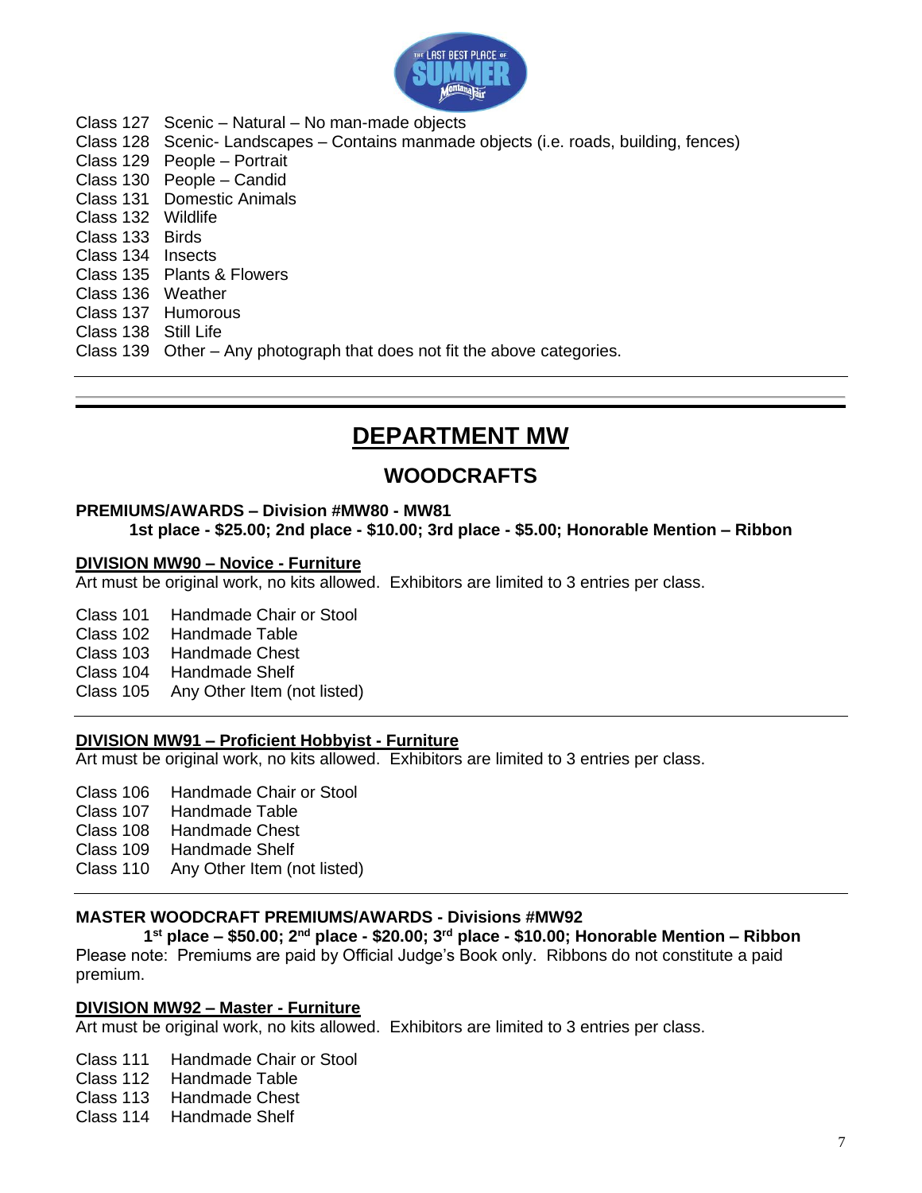Class 127 Scenic – Natural – No man-made objects
Class 128 Scenic- Landscapes – Contains manmade objects (i.e. roads, building, fences)
Class 129 People – Portrait
Class 130 People – Candid
Class 131 Domestic Animals
Class 132 Wildlife
Class 133 Birds
Class 134 Insects
Class 135 Plants & Flowers
Class 136 Weather
Class 137 Humorous
Class 138 Still Life
Class 139 Other – Any photograph that does not fit the above categories.

---

# DEPARTMENT MW

## WOODCRAFTS

**PREMIUMS/AWARDS – Division #MW80 - MW81**
**1st place - $25.00; 2nd place - $10.00; 3rd place - $5.00; Honorable Mention – Ribbon**

**DIVISION MW90 – Novice - Furniture**
Art must be original work, no kits allowed. Exhibitors are limited to 3 entries per class.

Class 101 Handmade Chair or Stool
Class 102 Handmade Table
Class 103 Handmade Chest
Class 104 Handmade Shelf
Class 105 Any Other Item (not listed)

---

**DIVISION MW91 – Proficient Hobbyist - Furniture**
Art must be original work, no kits allowed. Exhibitors are limited to 3 entries per class.

Class 106 Handmade Chair or Stool
Class 107 Handmade Table
Class 108 Handmade Chest
Class 109 Handmade Shelf
Class 110 Any Other Item (not listed)

---

**MASTER WOODCRAFT PREMIUMS/AWARDS - Divisions #MW92**
**1st place – $50.00; 2nd place - $20.00; 3rd place - $10.00; Honorable Mention – Ribbon**
Please note: Premiums are paid by Official Judge's Book only. Ribbons do not constitute a paid premium.

**DIVISION MW92 – Master - Furniture**
Art must be original work, no kits allowed. Exhibitors are limited to 3 entries per class.

Class 111 Handmade Chair or Stool
Class 112 Handmade Table
Class 113 Handmade Chest
Class 114 Handmade Shelf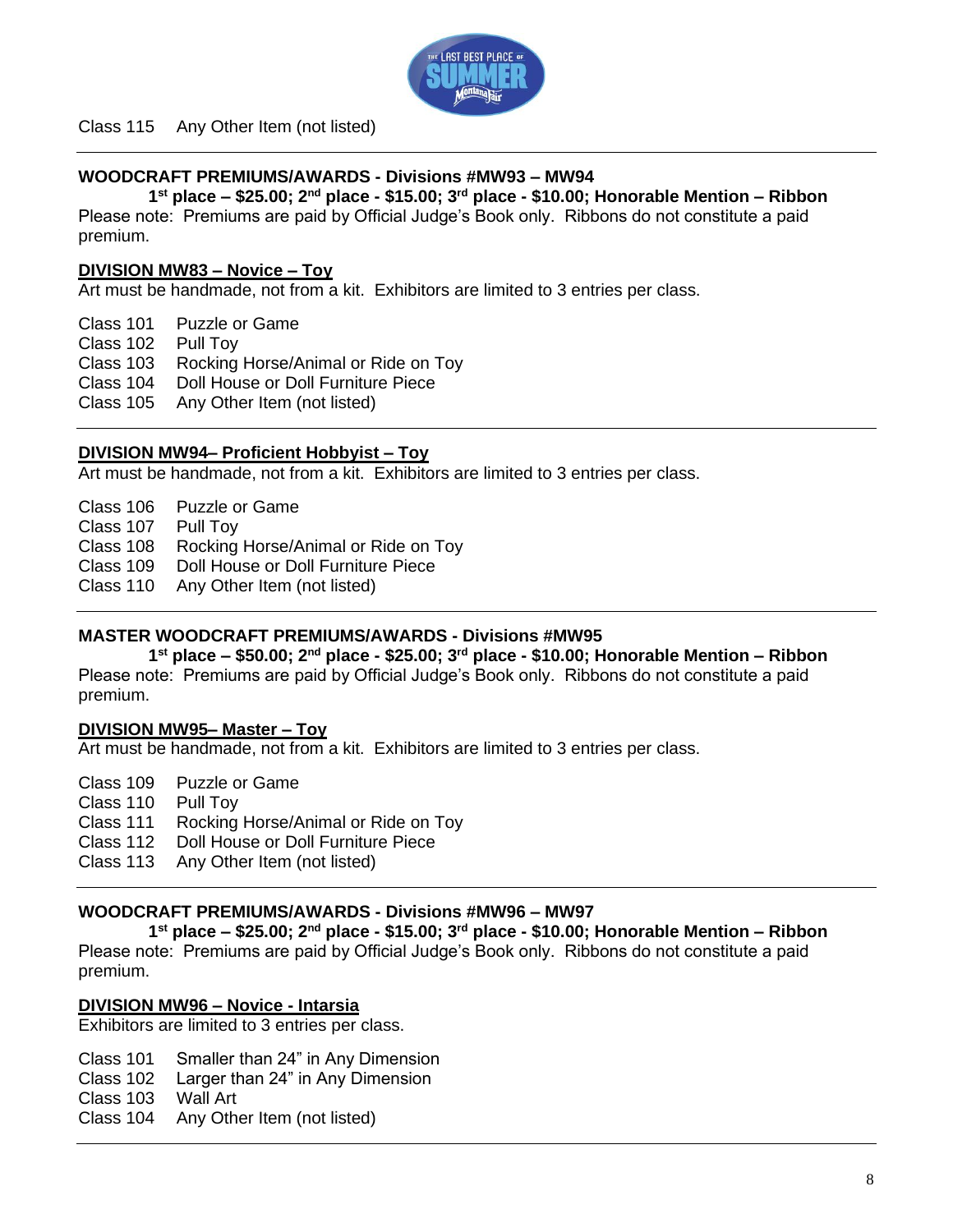Class 115 Any Other Item (not listed)

---

**WOODCRAFT PREMIUMS/AWARDS - Divisions #MW93 – MW94**

**1st place – $25.00; 2nd place - $15.00; 3rd place - $10.00; Honorable Mention – Ribbon**

Please note: Premiums are paid by Official Judge's Book only. Ribbons do not constitute a paid premium.

**DIVISION MW83 – Novice – Toy**

Art must be handmade, not from a kit. Exhibitors are limited to 3 entries per class.

Class 101 Puzzle or Game
Class 102 Pull Toy
Class 103 Rocking Horse/Animal or Ride on Toy
Class 104 Doll House or Doll Furniture Piece
Class 105 Any Other Item (not listed)

---

**DIVISION MW94– Proficient Hobbyist – Toy**

Art must be handmade, not from a kit. Exhibitors are limited to 3 entries per class.

Class 106 Puzzle or Game
Class 107 Pull Toy
Class 108 Rocking Horse/Animal or Ride on Toy
Class 109 Doll House or Doll Furniture Piece
Class 110 Any Other Item (not listed)

---

**MASTER WOODCRAFT PREMIUMS/AWARDS - Divisions #MW95**

**1st place – $50.00; 2nd place - $25.00; 3rd place - $10.00; Honorable Mention – Ribbon**

Please note: Premiums are paid by Official Judge's Book only. Ribbons do not constitute a paid premium.

**DIVISION MW95– Master – Toy**

Art must be handmade, not from a kit. Exhibitors are limited to 3 entries per class.

Class 109 Puzzle or Game
Class 110 Pull Toy
Class 111 Rocking Horse/Animal or Ride on Toy
Class 112 Doll House or Doll Furniture Piece
Class 113 Any Other Item (not listed)

---

**WOODCRAFT PREMIUMS/AWARDS - Divisions #MW96 – MW97**

**1st place – $25.00; 2nd place - $15.00; 3rd place - $10.00; Honorable Mention – Ribbon**

Please note: Premiums are paid by Official Judge's Book only. Ribbons do not constitute a paid premium.

**DIVISION MW96 – Novice - Intarsia**

Exhibitors are limited to 3 entries per class.

Class 101 Smaller than 24" in Any Dimension
Class 102 Larger than 24" in Any Dimension
Class 103 Wall Art
Class 104 Any Other Item (not listed)

---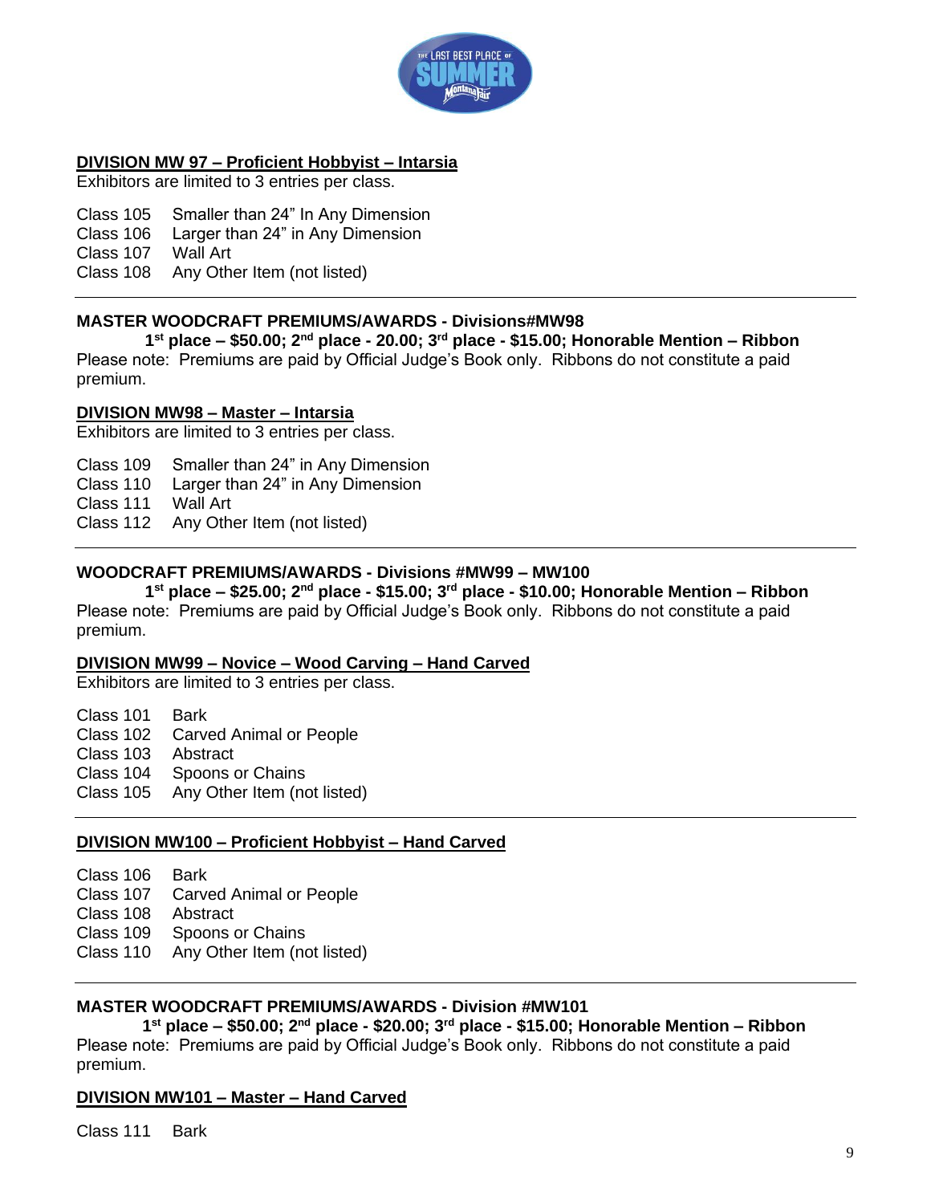## DIVISION MW 97 – Proficient Hobbyist – Intarsia

Exhibitors are limited to 3 entries per class.

Class 105 Smaller than 24” In Any Dimension
Class 106 Larger than 24” in Any Dimension
Class 107 Wall Art
Class 108 Any Other Item (not listed)

---

**MASTER WOODCRAFT PREMIUMS/AWARDS - Divisions#MW98**

**1st place – $50.00; 2nd place - 20.00; 3rd place - $15.00; Honorable Mention – Ribbon**

Please note: Premiums are paid by Official Judge’s Book only. Ribbons do not constitute a paid premium.

## DIVISION MW98 – Master – Intarsia

Exhibitors are limited to 3 entries per class.

Class 109 Smaller than 24” in Any Dimension
Class 110 Larger than 24” in Any Dimension
Class 111 Wall Art
Class 112 Any Other Item (not listed)

---

**WOODCRAFT PREMIUMS/AWARDS - Divisions #MW99 – MW100**

**1st place – $25.00; 2nd place - $15.00; 3rd place - $10.00; Honorable Mention – Ribbon**

Please note: Premiums are paid by Official Judge’s Book only. Ribbons do not constitute a paid premium.

## DIVISION MW99 – Novice – Wood Carving – Hand Carved

Exhibitors are limited to 3 entries per class.

Class 101 Bark
Class 102 Carved Animal or People
Class 103 Abstract
Class 104 Spoons or Chains
Class 105 Any Other Item (not listed)

---

## DIVISION MW100 – Proficient Hobbyist – Hand Carved

Class 106 Bark
Class 107 Carved Animal or People
Class 108 Abstract
Class 109 Spoons or Chains
Class 110 Any Other Item (not listed)

---

**MASTER WOODCRAFT PREMIUMS/AWARDS - Division #MW101**

**1st place – $50.00; 2nd place - $20.00; 3rd place - $15.00; Honorable Mention – Ribbon**

Please note: Premiums are paid by Official Judge’s Book only. Ribbons do not constitute a paid premium.

## DIVISION MW101 – Master – Hand Carved

Class 111 Bark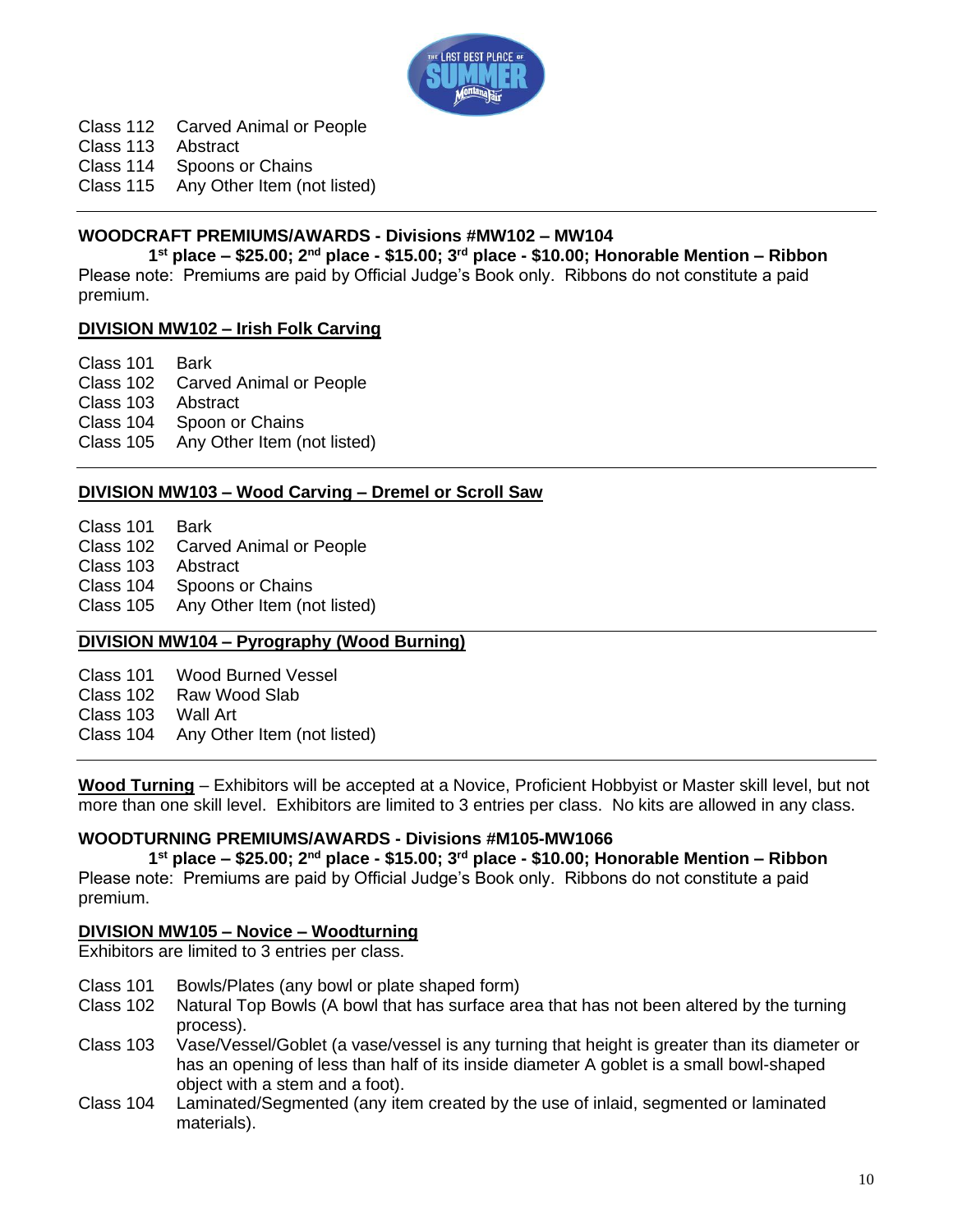Class 112 Carved Animal or People
Class 113 Abstract
Class 114 Spoons or Chains
Class 115 Any Other Item (not listed)

---

**WOODCRAFT PREMIUMS/AWARDS - Divisions #MW102 – MW104**

**1st place – $25.00; 2nd place - $15.00; 3rd place - $10.00; Honorable Mention – Ribbon**

Please note: Premiums are paid by Official Judge's Book only. Ribbons do not constitute a paid premium.

**DIVISION MW102 – Irish Folk Carving**

Class 101 Bark
Class 102 Carved Animal or People
Class 103 Abstract
Class 104 Spoon or Chains
Class 105 Any Other Item (not listed)

---

**DIVISION MW103 – Wood Carving – Dremel or Scroll Saw**

Class 101 Bark
Class 102 Carved Animal or People
Class 103 Abstract
Class 104 Spoons or Chains
Class 105 Any Other Item (not listed)

---

**DIVISION MW104 – Pyrography (Wood Burning)**

Class 101 Wood Burned Vessel
Class 102 Raw Wood Slab
Class 103 Wall Art
Class 104 Any Other Item (not listed)

---

**Wood Turning** – Exhibitors will be accepted at a Novice, Proficient Hobbyist or Master skill level, but not more than one skill level. Exhibitors are limited to 3 entries per class. No kits are allowed in any class.

**WOODTURNING PREMIUMS/AWARDS - Divisions #M105-MW1066**

**1st place – $25.00; 2nd place - $15.00; 3rd place - $10.00; Honorable Mention – Ribbon**

Please note: Premiums are paid by Official Judge's Book only. Ribbons do not constitute a paid premium.

**DIVISION MW105 – Novice – Woodturning**

Exhibitors are limited to 3 entries per class.

Class 101 Bowls/Plates (any bowl or plate shaped form)
Class 102 Natural Top Bowls (A bowl that has surface area that has not been altered by the turning process).
Class 103 Vase/Vessel/Goblet (a vase/vessel is any turning that height is greater than its diameter or has an opening of less than half of its inside diameter A goblet is a small bowl-shaped object with a stem and a foot).
Class 104 Laminated/Segmented (any item created by the use of inlaid, segmented or laminated materials).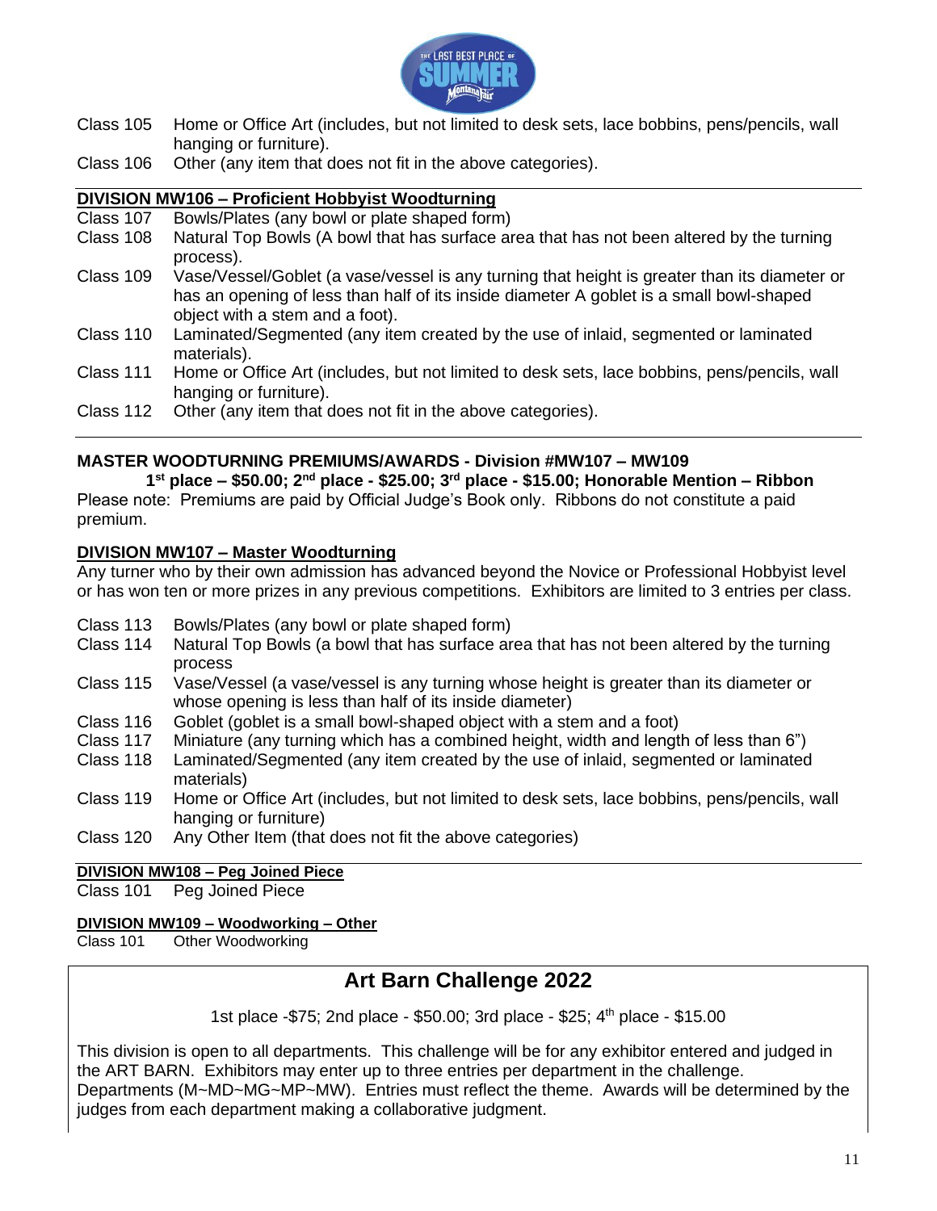Class 105 Home or Office Art (includes, but not limited to desk sets, lace bobbins, pens/pencils, wall hanging or furniture).
Class 106 Other (any item that does not fit in the above categories).

**DIVISION MW106 – Proficient Hobbyist Woodturning**

Class 107 Bowls/Plates (any bowl or plate shaped form)
Class 108 Natural Top Bowls (A bowl that has surface area that has not been altered by the turning process).
Class 109 Vase/Vessel/Goblet (a vase/vessel is any turning that height is greater than its diameter or has an opening of less than half of its inside diameter A goblet is a small bowl-shaped object with a stem and a foot).
Class 110 Laminated/Segmented (any item created by the use of inlaid, segmented or laminated materials).
Class 111 Home or Office Art (includes, but not limited to desk sets, lace bobbins, pens/pencils, wall hanging or furniture).
Class 112 Other (any item that does not fit in the above categories).

**MASTER WOODTURNING PREMIUMS/AWARDS - Division #MW107 – MW109**

**1st place – $50.00; 2nd place - $25.00; 3rd place - $15.00; Honorable Mention – Ribbon**

Please note: Premiums are paid by Official Judge's Book only. Ribbons do not constitute a paid premium.

**DIVISION MW107 – Master Woodturning**

Any turner who by their own admission has advanced beyond the Novice or Professional Hobbyist level or has won ten or more prizes in any previous competitions. Exhibitors are limited to 3 entries per class.

Class 113 Bowls/Plates (any bowl or plate shaped form)
Class 114 Natural Top Bowls (a bowl that has surface area that has not been altered by the turning process
Class 115 Vase/Vessel (a vase/vessel is any turning whose height is greater than its diameter or whose opening is less than half of its inside diameter)
Class 116 Goblet (goblet is a small bowl-shaped object with a stem and a foot)
Class 117 Miniature (any turning which has a combined height, width and length of less than 6")
Class 118 Laminated/Segmented (any item created by the use of inlaid, segmented or laminated materials)
Class 119 Home or Office Art (includes, but not limited to desk sets, lace bobbins, pens/pencils, wall hanging or furniture)
Class 120 Any Other Item (that does not fit the above categories)

**DIVISION MW108 – Peg Joined Piece**

Class 101 Peg Joined Piece

**DIVISION MW109 – Woodworking – Other**

Class 101 Other Woodworking

## Art Barn Challenge 2022

1st place -$75; 2nd place - $50.00; 3rd place - $25; 4th place - $15.00

This division is open to all departments. This challenge will be for any exhibitor entered and judged in the ART BARN. Exhibitors may enter up to three entries per department in the challenge. Departments (M~MD~MG~MP~MW). Entries must reflect the theme. Awards will be determined by the judges from each department making a collaborative judgment.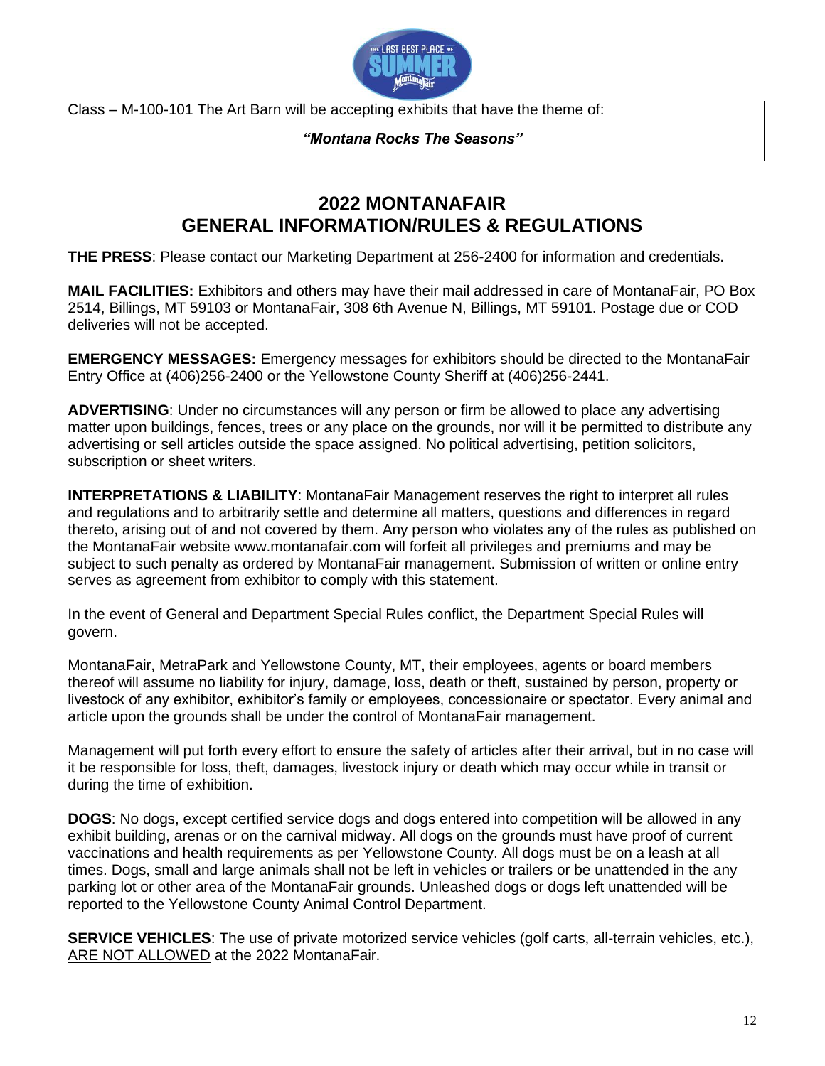Class – M-100-101 The Art Barn will be accepting exhibits that have the theme of:

***"Montana Rocks The Seasons"***

## 2022 MONTANAFAIR GENERAL INFORMATION/RULES & REGULATIONS

**THE PRESS**: Please contact our Marketing Department at 256-2400 for information and credentials.

**MAIL FACILITIES:** Exhibitors and others may have their mail addressed in care of MontanaFair, PO Box 2514, Billings, MT 59103 or MontanaFair, 308 6th Avenue N, Billings, MT 59101. Postage due or COD deliveries will not be accepted.

**EMERGENCY MESSAGES:** Emergency messages for exhibitors should be directed to the MontanaFair Entry Office at (406)256-2400 or the Yellowstone County Sheriff at (406)256-2441.

**ADVERTISING**: Under no circumstances will any person or firm be allowed to place any advertising matter upon buildings, fences, trees or any place on the grounds, nor will it be permitted to distribute any advertising or sell articles outside the space assigned. No political advertising, petition solicitors, subscription or sheet writers.

**INTERPRETATIONS & LIABILITY**: MontanaFair Management reserves the right to interpret all rules and regulations and to arbitrarily settle and determine all matters, questions and differences in regard thereto, arising out of and not covered by them. Any person who violates any of the rules as published on the MontanaFair website www.montanafair.com will forfeit all privileges and premiums and may be subject to such penalty as ordered by MontanaFair management. Submission of written or online entry serves as agreement from exhibitor to comply with this statement.

In the event of General and Department Special Rules conflict, the Department Special Rules will govern.

MontanaFair, MetraPark and Yellowstone County, MT, their employees, agents or board members thereof will assume no liability for injury, damage, loss, death or theft, sustained by person, property or livestock of any exhibitor, exhibitor's family or employees, concessionaire or spectator. Every animal and article upon the grounds shall be under the control of MontanaFair management.

Management will put forth every effort to ensure the safety of articles after their arrival, but in no case will it be responsible for loss, theft, damages, livestock injury or death which may occur while in transit or during the time of exhibition.

**DOGS**: No dogs, except certified service dogs and dogs entered into competition will be allowed in any exhibit building, arenas or on the carnival midway. All dogs on the grounds must have proof of current vaccinations and health requirements as per Yellowstone County. All dogs must be on a leash at all times. Dogs, small and large animals shall not be left in vehicles or trailers or be unattended in the any parking lot or other area of the MontanaFair grounds. Unleashed dogs or dogs left unattended will be reported to the Yellowstone County Animal Control Department.

**SERVICE VEHICLES**: The use of private motorized service vehicles (golf carts, all-terrain vehicles, etc.), ARE NOT ALLOWED at the 2022 MontanaFair.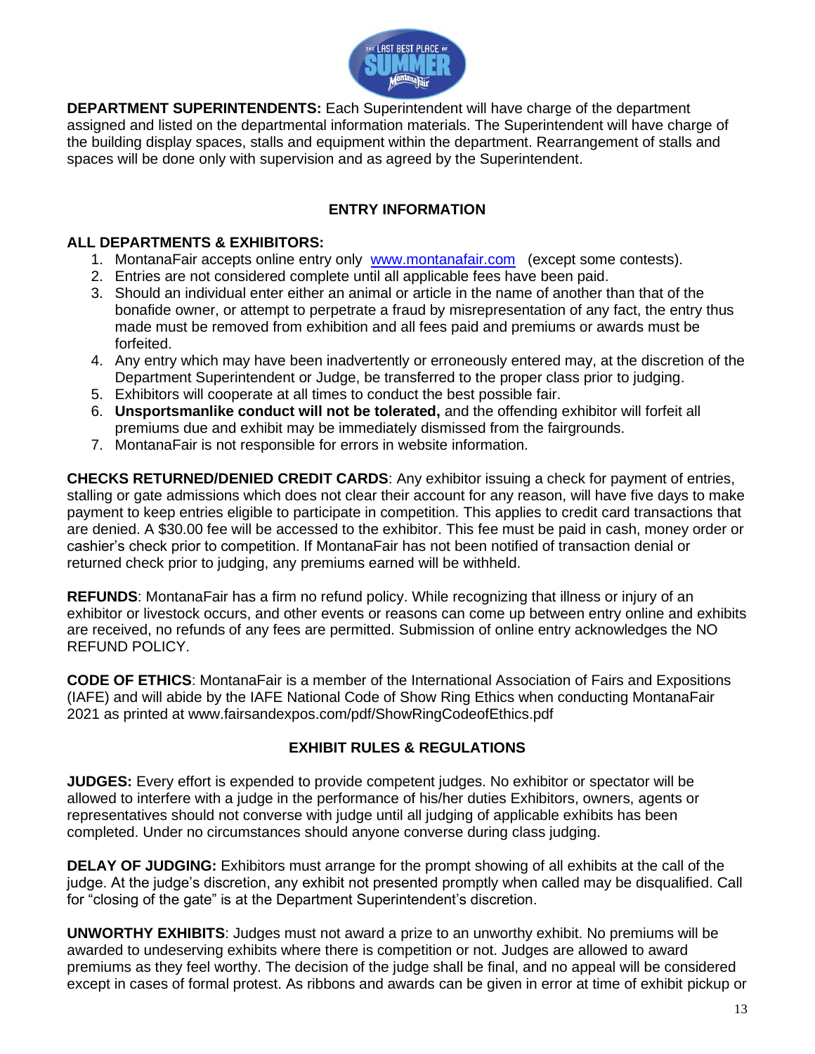**DEPARTMENT SUPERINTENDENTS:** Each Superintendent will have charge of the department assigned and listed on the departmental information materials. The Superintendent will have charge of the building display spaces, stalls and equipment within the department. Rearrangement of stalls and spaces will be done only with supervision and as agreed by the Superintendent.

## ENTRY INFORMATION

**ALL DEPARTMENTS & EXHIBITORS:**

1. MontanaFair accepts online entry only [www.montanafair.com](http://www.montanafair.com) (except some contests).
2. Entries are not considered complete until all applicable fees have been paid.
3. Should an individual enter either an animal or article in the name of another than that of the bonafide owner, or attempt to perpetrate a fraud by misrepresentation of any fact, the entry thus made must be removed from exhibition and all fees paid and premiums or awards must be forfeited.
4. Any entry which may have been inadvertently or erroneously entered may, at the discretion of the Department Superintendent or Judge, be transferred to the proper class prior to judging.
5. Exhibitors will cooperate at all times to conduct the best possible fair.
6. **Unsportsmanlike conduct will not be tolerated,** and the offending exhibitor will forfeit all premiums due and exhibit may be immediately dismissed from the fairgrounds.
7. MontanaFair is not responsible for errors in website information.

**CHECKS RETURNED/DENIED CREDIT CARDS**: Any exhibitor issuing a check for payment of entries, stalling or gate admissions which does not clear their account for any reason, will have five days to make payment to keep entries eligible to participate in competition. This applies to credit card transactions that are denied. A $30.00 fee will be accessed to the exhibitor. This fee must be paid in cash, money order or cashier's check prior to competition. If MontanaFair has not been notified of transaction denial or returned check prior to judging, any premiums earned will be withheld.

**REFUNDS**: MontanaFair has a firm no refund policy. While recognizing that illness or injury of an exhibitor or livestock occurs, and other events or reasons can come up between entry online and exhibits are received, no refunds of any fees are permitted. Submission of online entry acknowledges the NO REFUND POLICY.

**CODE OF ETHICS**: MontanaFair is a member of the International Association of Fairs and Expositions (IAFE) and will abide by the IAFE National Code of Show Ring Ethics when conducting MontanaFair 2021 as printed at www.fairsandexpos.com/pdf/ShowRingCodeofEthics.pdf

## EXHIBIT RULES & REGULATIONS

**JUDGES:** Every effort is expended to provide competent judges. No exhibitor or spectator will be allowed to interfere with a judge in the performance of his/her duties Exhibitors, owners, agents or representatives should not converse with judge until all judging of applicable exhibits has been completed. Under no circumstances should anyone converse during class judging.

**DELAY OF JUDGING:** Exhibitors must arrange for the prompt showing of all exhibits at the call of the judge. At the judge's discretion, any exhibit not presented promptly when called may be disqualified. Call for "closing of the gate" is at the Department Superintendent's discretion.

**UNWORTHY EXHIBITS**: Judges must not award a prize to an unworthy exhibit. No premiums will be awarded to undeserving exhibits where there is competition or not. Judges are allowed to award premiums as they feel worthy. The decision of the judge shall be final, and no appeal will be considered except in cases of formal protest. As ribbons and awards can be given in error at time of exhibit pickup or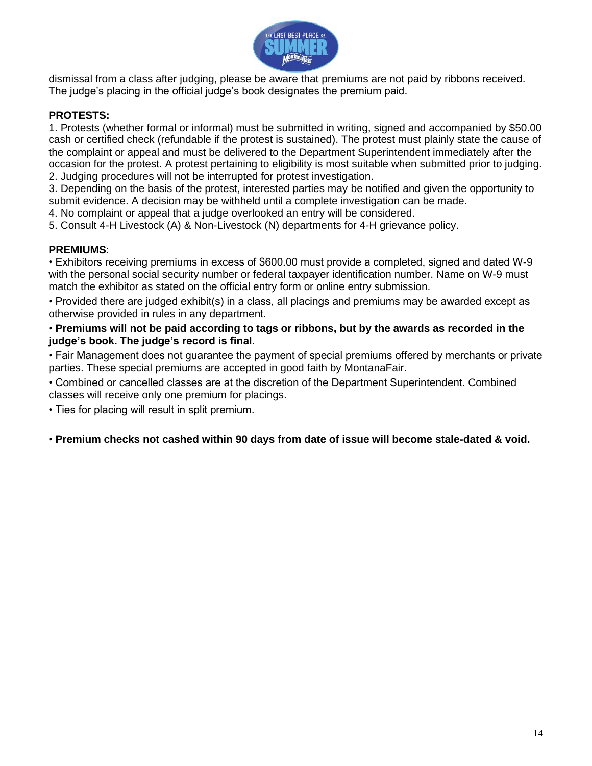dismissal from a class after judging, please be aware that premiums are not paid by ribbons received. The judge's placing in the official judge's book designates the premium paid.

**PROTESTS:**

1. Protests (whether formal or informal) must be submitted in writing, signed and accompanied by $50.00 cash or certified check (refundable if the protest is sustained). The protest must plainly state the cause of the complaint or appeal and must be delivered to the Department Superintendent immediately after the occasion for the protest. A protest pertaining to eligibility is most suitable when submitted prior to judging.
2. Judging procedures will not be interrupted for protest investigation.
3. Depending on the basis of the protest, interested parties may be notified and given the opportunity to submit evidence. A decision may be withheld until a complete investigation can be made.
4. No complaint or appeal that a judge overlooked an entry will be considered.
5. Consult 4-H Livestock (A) & Non-Livestock (N) departments for 4-H grievance policy.

**PREMIUMS**:

- Exhibitors receiving premiums in excess of $600.00 must provide a completed, signed and dated W-9 with the personal social security number or federal taxpayer identification number. Name on W-9 must match the exhibitor as stated on the official entry form or online entry submission.
- Provided there are judged exhibit(s) in a class, all placings and premiums may be awarded except as otherwise provided in rules in any department.
- **Premiums will not be paid according to tags or ribbons, but by the awards as recorded in the judge's book. The judge's record is final**.
- Fair Management does not guarantee the payment of special premiums offered by merchants or private parties. These special premiums are accepted in good faith by MontanaFair.
- Combined or cancelled classes are at the discretion of the Department Superintendent. Combined classes will receive only one premium for placings.
- Ties for placing will result in split premium.
- **Premium checks not cashed within 90 days from date of issue will become stale-dated & void.**